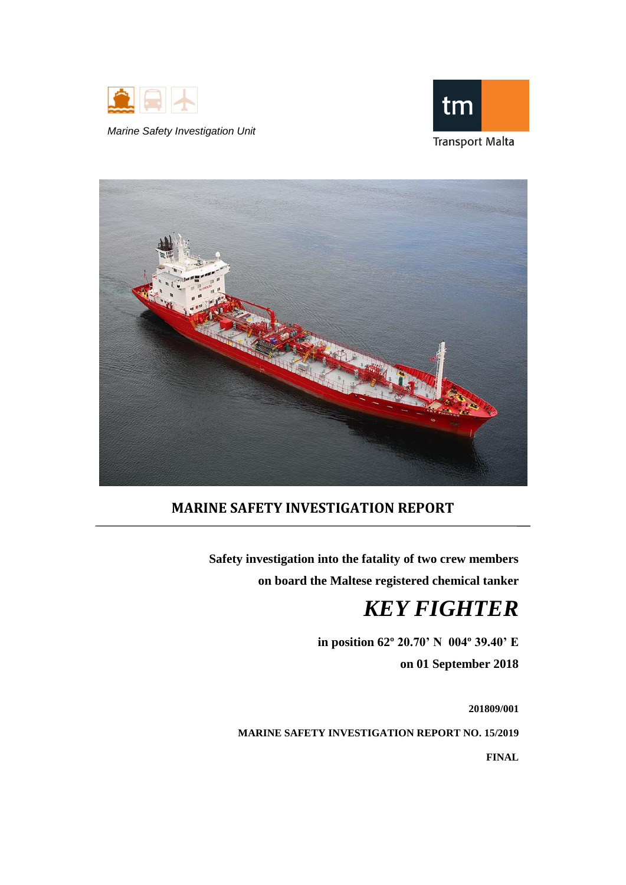Marine Safety Investigation Unit

Transport Malta

## MARINE SAFETY INVESTIGATION REPORT

**Safety investigation into the fatality of two crew members on board the Maltese registered chemical tanker**

# *KEY FIGHTER*

**in position 62º 20.70' N 004º 39.40' E**

**on 01 September 2018**

**201809/001**

**MARINE SAFETY INVESTIGATION REPORT NO. 15/2019**

**FINAL**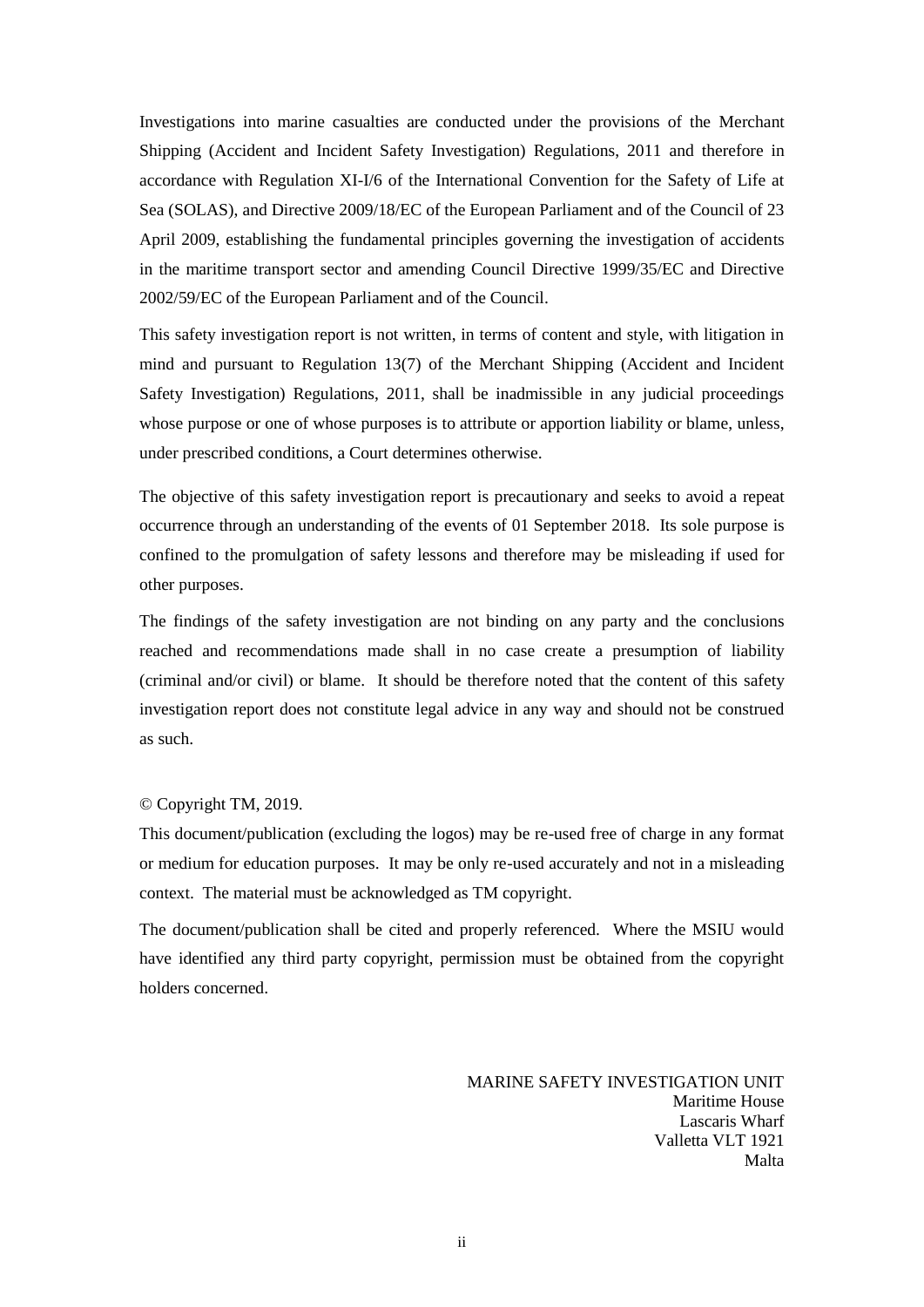Investigations into marine casualties are conducted under the provisions of the Merchant Shipping (Accident and Incident Safety Investigation) Regulations, 2011 and therefore in accordance with Regulation XI-I/6 of the International Convention for the Safety of Life at Sea (SOLAS), and Directive 2009/18/EC of the European Parliament and of the Council of 23 April 2009, establishing the fundamental principles governing the investigation of accidents in the maritime transport sector and amending Council Directive 1999/35/EC and Directive 2002/59/EC of the European Parliament and of the Council.

This safety investigation report is not written, in terms of content and style, with litigation in mind and pursuant to Regulation 13(7) of the Merchant Shipping (Accident and Incident Safety Investigation) Regulations, 2011, shall be inadmissible in any judicial proceedings whose purpose or one of whose purposes is to attribute or apportion liability or blame, unless, under prescribed conditions, a Court determines otherwise.

The objective of this safety investigation report is precautionary and seeks to avoid a repeat occurrence through an understanding of the events of 01 September 2018. Its sole purpose is confined to the promulgation of safety lessons and therefore may be misleading if used for other purposes.

The findings of the safety investigation are not binding on any party and the conclusions reached and recommendations made shall in no case create a presumption of liability (criminal and/or civil) or blame. It should be therefore noted that the content of this safety investigation report does not constitute legal advice in any way and should not be construed as such.

© Copyright TM, 2019.

This document/publication (excluding the logos) may be re-used free of charge in any format or medium for education purposes. It may be only re-used accurately and not in a misleading context. The material must be acknowledged as TM copyright.

The document/publication shall be cited and properly referenced. Where the MSIU would have identified any third party copyright, permission must be obtained from the copyright holders concerned.

MARINE SAFETY INVESTIGATION UNIT
Maritime House
Lascaris Wharf
Valletta VLT 1921
Malta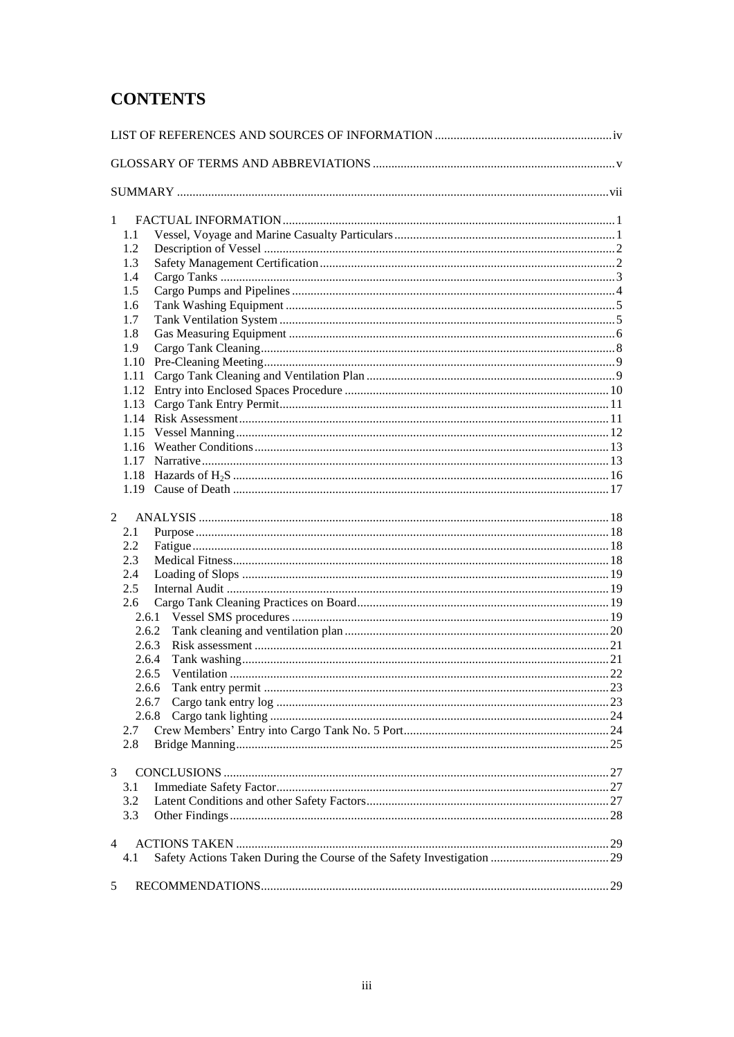# CONTENTS

LIST OF REFERENCES AND SOURCES OF INFORMATION ..... iv

GLOSSARY OF TERMS AND ABBREVIATIONS ..... v

SUMMARY ..... vii

1 FACTUAL INFORMATION ..... 1
- 1.1 Vessel, Voyage and Marine Casualty Particulars ..... 1
- 1.2 Description of Vessel ..... 2
- 1.3 Safety Management Certification ..... 2
- 1.4 Cargo Tanks ..... 3
- 1.5 Cargo Pumps and Pipelines ..... 4
- 1.6 Tank Washing Equipment ..... 5
- 1.7 Tank Ventilation System ..... 5
- 1.8 Gas Measuring Equipment ..... 6
- 1.9 Cargo Tank Cleaning ..... 8
- 1.10 Pre-Cleaning Meeting ..... 9
- 1.11 Cargo Tank Cleaning and Ventilation Plan ..... 9
- 1.12 Entry into Enclosed Spaces Procedure ..... 10
- 1.13 Cargo Tank Entry Permit ..... 11
- 1.14 Risk Assessment ..... 11
- 1.15 Vessel Manning ..... 12
- 1.16 Weather Conditions ..... 13
- 1.17 Narrative ..... 13
- 1.18 Hazards of $H_2S$ ..... 16
- 1.19 Cause of Death ..... 17

2 ANALYSIS ..... 18
- 2.1 Purpose ..... 18
- 2.2 Fatigue ..... 18
- 2.3 Medical Fitness ..... 18
- 2.4 Loading of Slops ..... 19
- 2.5 Internal Audit ..... 19
- 2.6 Cargo Tank Cleaning Practices on Board ..... 19
  - 2.6.1 Vessel SMS procedures ..... 19
  - 2.6.2 Tank cleaning and ventilation plan ..... 20
  - 2.6.3 Risk assessment ..... 21
  - 2.6.4 Tank washing ..... 21
  - 2.6.5 Ventilation ..... 22
  - 2.6.6 Tank entry permit ..... 23
  - 2.6.7 Cargo tank entry log ..... 23
  - 2.6.8 Cargo tank lighting ..... 24
- 2.7 Crew Members' Entry into Cargo Tank No. 5 Port ..... 24
- 2.8 Bridge Manning ..... 25

3 CONCLUSIONS ..... 27
- 3.1 Immediate Safety Factor ..... 27
- 3.2 Latent Conditions and other Safety Factors ..... 27
- 3.3 Other Findings ..... 28

4 ACTIONS TAKEN ..... 29
- 4.1 Safety Actions Taken During the Course of the Safety Investigation ..... 29

5 RECOMMENDATIONS ..... 29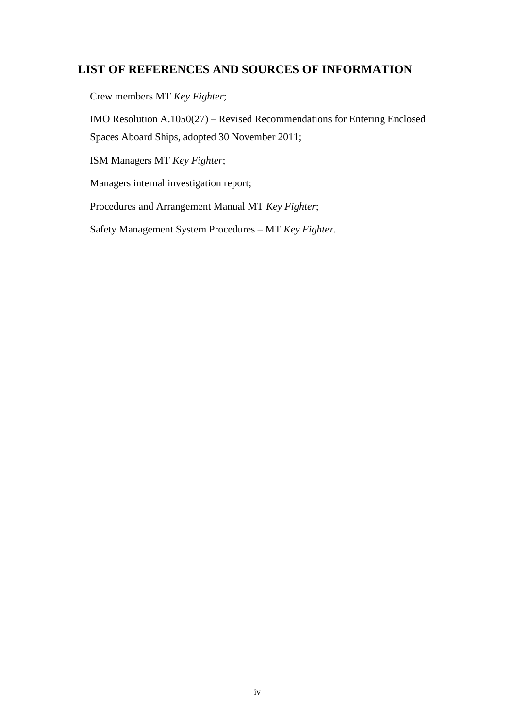# LIST OF REFERENCES AND SOURCES OF INFORMATION

Crew members MT *Key Fighter*;

IMO Resolution A.1050(27) – Revised Recommendations for Entering Enclosed Spaces Aboard Ships, adopted 30 November 2011;

ISM Managers MT *Key Fighter*;

Managers internal investigation report;

Procedures and Arrangement Manual MT *Key Fighter*;

Safety Management System Procedures – MT *Key Fighter*.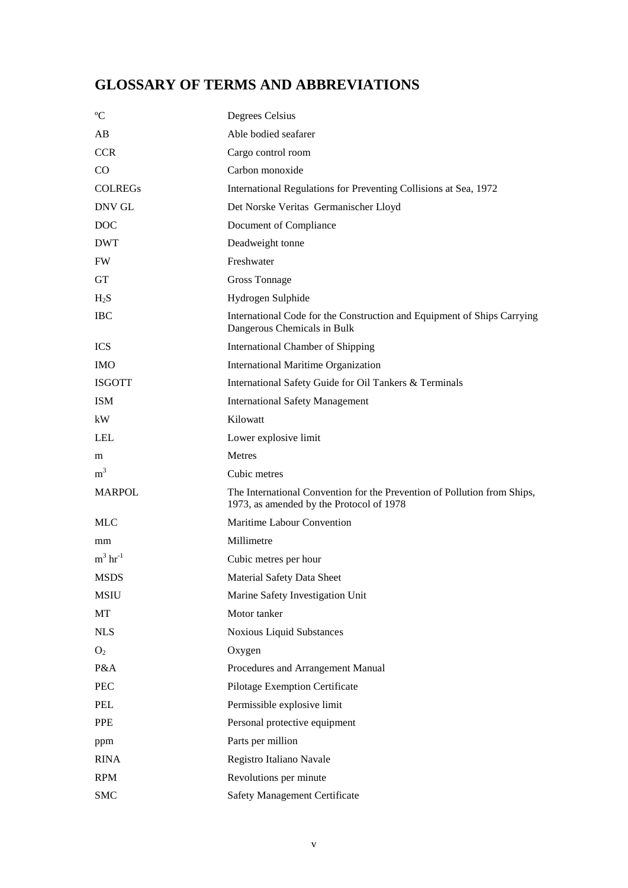# GLOSSARY OF TERMS AND ABBREVIATIONS

| | |
|---|---|
| ºC | Degrees Celsius |
| AB | Able bodied seafarer |
| CCR | Cargo control room |
| CO | Carbon monoxide |
| COLREGs | International Regulations for Preventing Collisions at Sea, 1972 |
| DNV GL | Det Norske Veritas Germanischer Lloyd |
| DOC | Document of Compliance |
| DWT | Deadweight tonne |
| FW | Freshwater |
| GT | Gross Tonnage |
| $H_2S$ | Hydrogen Sulphide |
| IBC | International Code for the Construction and Equipment of Ships Carrying Dangerous Chemicals in Bulk |
| ICS | International Chamber of Shipping |
| IMO | International Maritime Organization |
| ISGOTT | International Safety Guide for Oil Tankers & Terminals |
| ISM | International Safety Management |
| kW | Kilowatt |
| LEL | Lower explosive limit |
| m | Metres |
| $m^3$ | Cubic metres |
| MARPOL | The International Convention for the Prevention of Pollution from Ships, 1973, as amended by the Protocol of 1978 |
| MLC | Maritime Labour Convention |
| mm | Millimetre |
| $m^3 hr^{-1}$ | Cubic metres per hour |
| MSDS | Material Safety Data Sheet |
| MSIU | Marine Safety Investigation Unit |
| MT | Motor tanker |
| NLS | Noxious Liquid Substances |
| $O_2$ | Oxygen |
| P&A | Procedures and Arrangement Manual |
| PEC | Pilotage Exemption Certificate |
| PEL | Permissible explosive limit |
| PPE | Personal protective equipment |
| ppm | Parts per million |
| RINA | Registro Italiano Navale |
| RPM | Revolutions per minute |
| SMC | Safety Management Certificate |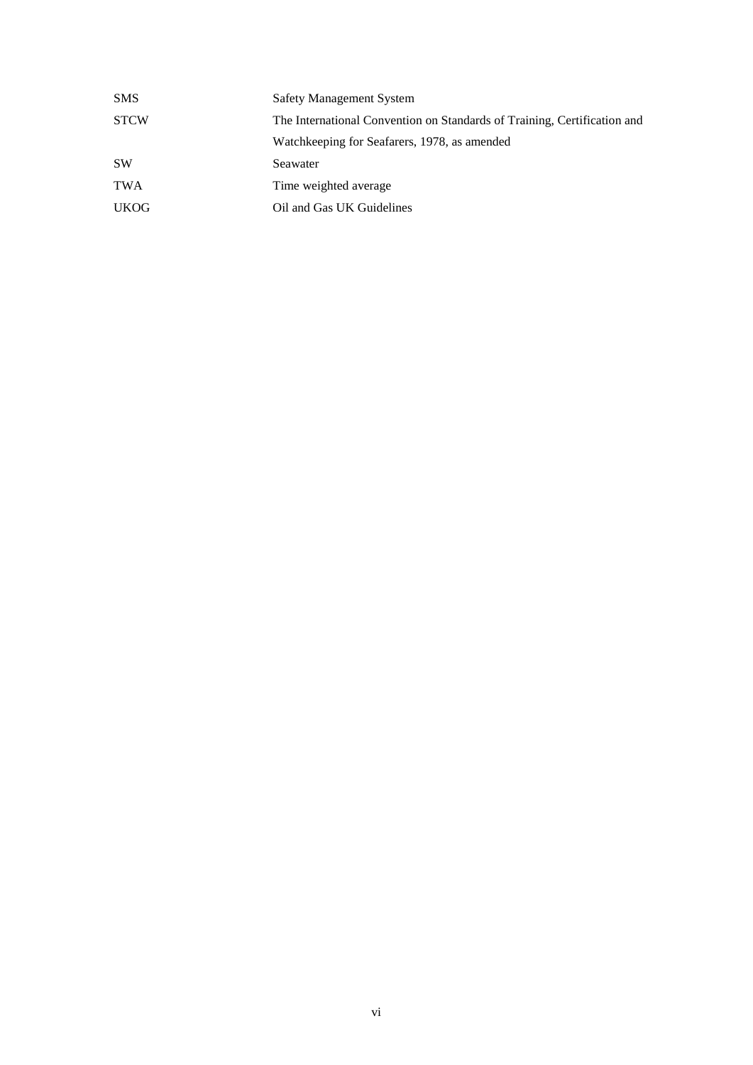| | |
|---|---|
| SMS | Safety Management System |
| STCW | The International Convention on Standards of Training, Certification and Watchkeeping for Seafarers, 1978, as amended |
| SW | Seawater |
| TWA | Time weighted average |
| UKOG | Oil and Gas UK Guidelines |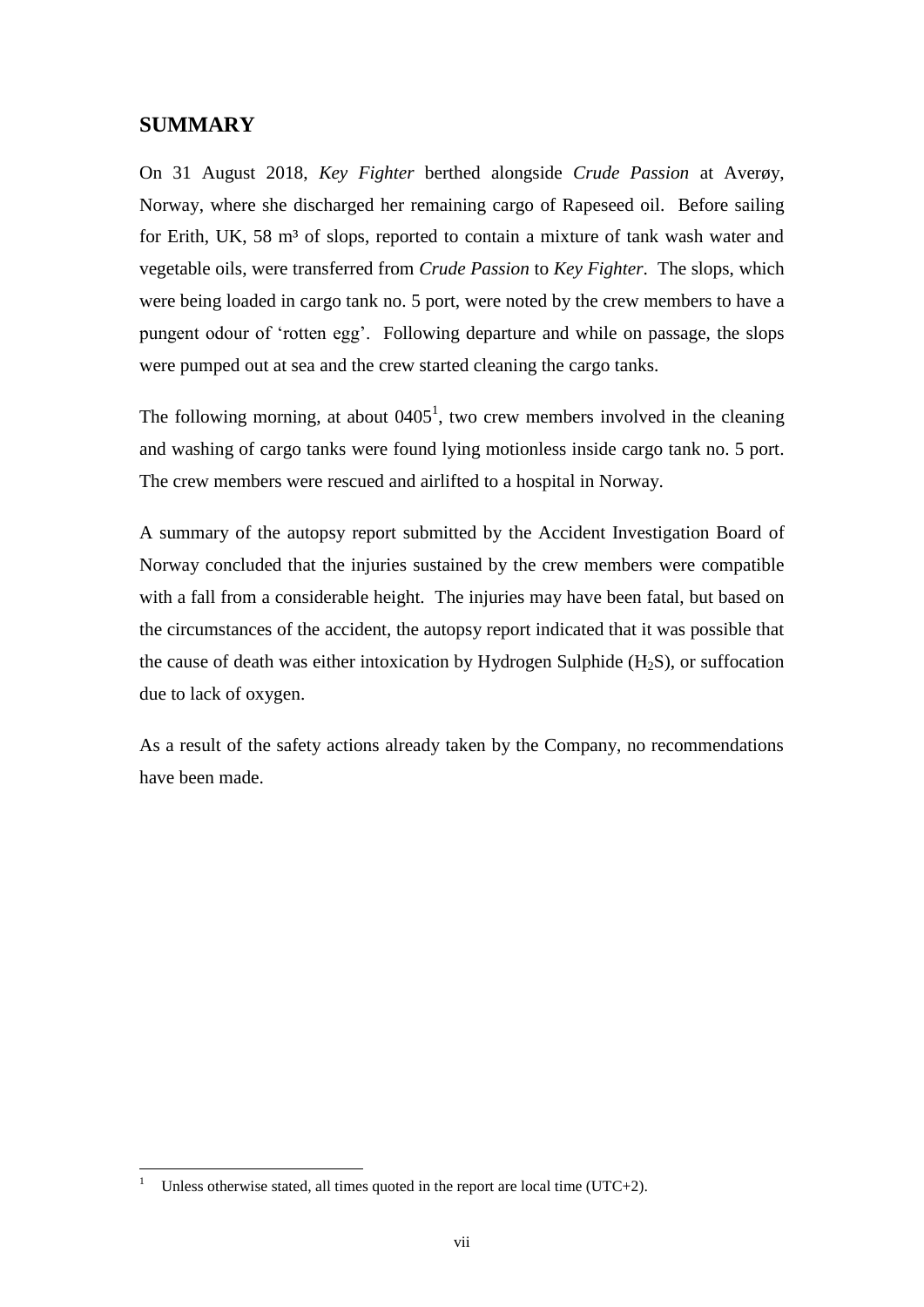## SUMMARY

On 31 August 2018, *Key Fighter* berthed alongside *Crude Passion* at Averøy, Norway, where she discharged her remaining cargo of Rapeseed oil. Before sailing for Erith, UK, 58 m³ of slops, reported to contain a mixture of tank wash water and vegetable oils, were transferred from *Crude Passion* to *Key Fighter*. The slops, which were being loaded in cargo tank no. 5 port, were noted by the crew members to have a pungent odour of 'rotten egg'. Following departure and while on passage, the slops were pumped out at sea and the crew started cleaning the cargo tanks.

The following morning, at about 0405[1], two crew members involved in the cleaning and washing of cargo tanks were found lying motionless inside cargo tank no. 5 port. The crew members were rescued and airlifted to a hospital in Norway.

A summary of the autopsy report submitted by the Accident Investigation Board of Norway concluded that the injuries sustained by the crew members were compatible with a fall from a considerable height. The injuries may have been fatal, but based on the circumstances of the accident, the autopsy report indicated that it was possible that the cause of death was either intoxication by Hydrogen Sulphide ($H_2S$), or suffocation due to lack of oxygen.

As a result of the safety actions already taken by the Company, no recommendations have been made.

[1] Unless otherwise stated, all times quoted in the report are local time (UTC+2).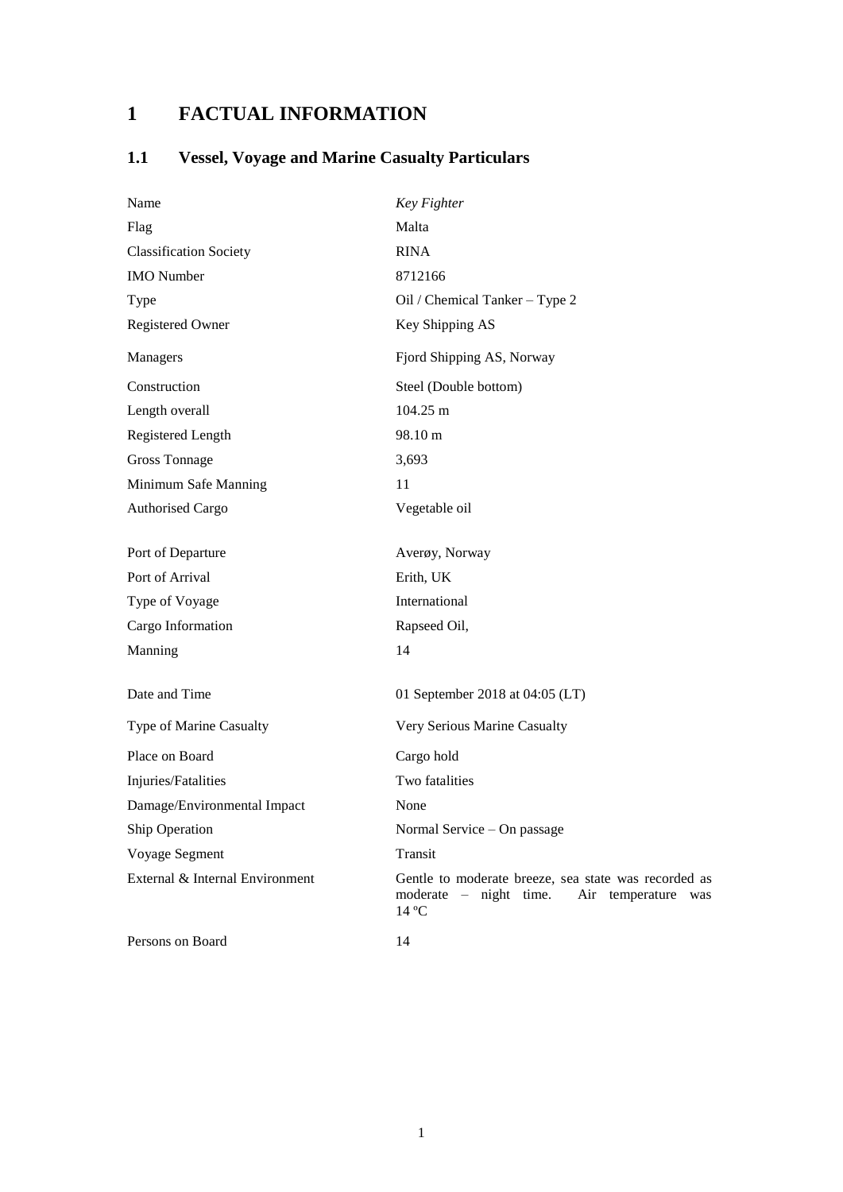# 1 FACTUAL INFORMATION

## 1.1 Vessel, Voyage and Marine Casualty Particulars

| | |
|---|---|
| Name | *Key Fighter* |
| Flag | Malta |
| Classification Society | RINA |
| IMO Number | 8712166 |
| Type | Oil / Chemical Tanker – Type 2 |
| Registered Owner | Key Shipping AS |
| Managers | Fjord Shipping AS, Norway |
| Construction | Steel (Double bottom) |
| Length overall | 104.25 m |
| Registered Length | 98.10 m |
| Gross Tonnage | 3,693 |
| Minimum Safe Manning | 11 |
| Authorised Cargo | Vegetable oil |
| Port of Departure | Averøy, Norway |
| Port of Arrival | Erith, UK |
| Type of Voyage | International |
| Cargo Information | Rapseed Oil, |
| Manning | 14 |
| Date and Time | 01 September 2018 at 04:05 (LT) |
| Type of Marine Casualty | Very Serious Marine Casualty |
| Place on Board | Cargo hold |
| Injuries/Fatalities | Two fatalities |
| Damage/Environmental Impact | None |
| Ship Operation | Normal Service – On passage |
| Voyage Segment | Transit |
| External & Internal Environment | Gentle to moderate breeze, sea state was recorded as moderate – night time. Air temperature was 14 ºC |
| Persons on Board | 14 |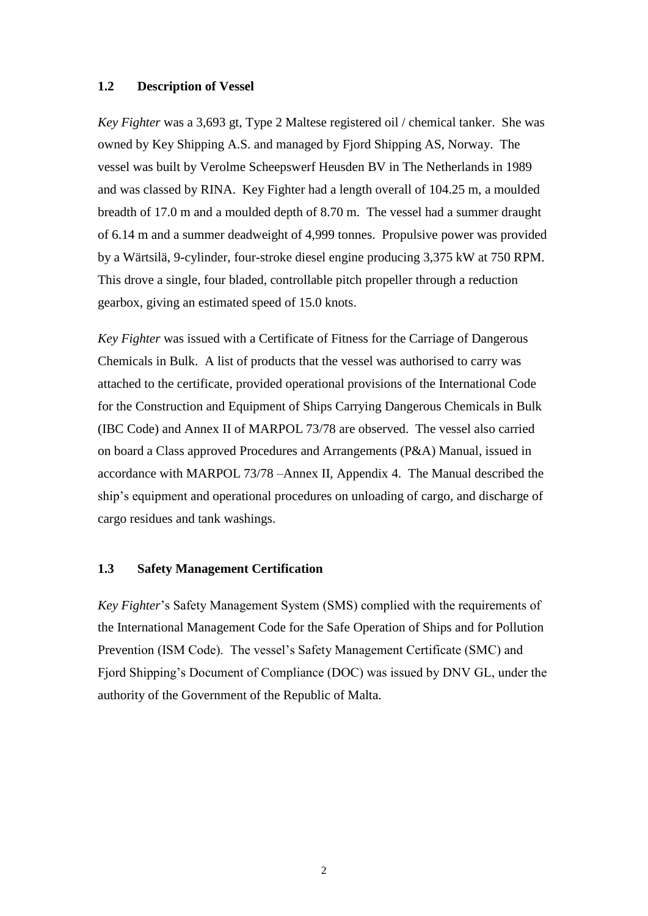## 1.2 Description of Vessel

*Key Fighter* was a 3,693 gt, Type 2 Maltese registered oil / chemical tanker. She was owned by Key Shipping A.S. and managed by Fjord Shipping AS, Norway. The vessel was built by Verolme Scheepswerf Heusden BV in The Netherlands in 1989 and was classed by RINA. Key Fighter had a length overall of 104.25 m, a moulded breadth of 17.0 m and a moulded depth of 8.70 m. The vessel had a summer draught of 6.14 m and a summer deadweight of 4,999 tonnes. Propulsive power was provided by a Wärtsilä, 9-cylinder, four-stroke diesel engine producing 3,375 kW at 750 RPM. This drove a single, four bladed, controllable pitch propeller through a reduction gearbox, giving an estimated speed of 15.0 knots.

*Key Fighter* was issued with a Certificate of Fitness for the Carriage of Dangerous Chemicals in Bulk. A list of products that the vessel was authorised to carry was attached to the certificate, provided operational provisions of the International Code for the Construction and Equipment of Ships Carrying Dangerous Chemicals in Bulk (IBC Code) and Annex II of MARPOL 73/78 are observed. The vessel also carried on board a Class approved Procedures and Arrangements (P&A) Manual, issued in accordance with MARPOL 73/78 –Annex II, Appendix 4. The Manual described the ship's equipment and operational procedures on unloading of cargo, and discharge of cargo residues and tank washings.

## 1.3 Safety Management Certification

*Key Fighter*'s Safety Management System (SMS) complied with the requirements of the International Management Code for the Safe Operation of Ships and for Pollution Prevention (ISM Code). The vessel's Safety Management Certificate (SMC) and Fjord Shipping's Document of Compliance (DOC) was issued by DNV GL, under the authority of the Government of the Republic of Malta.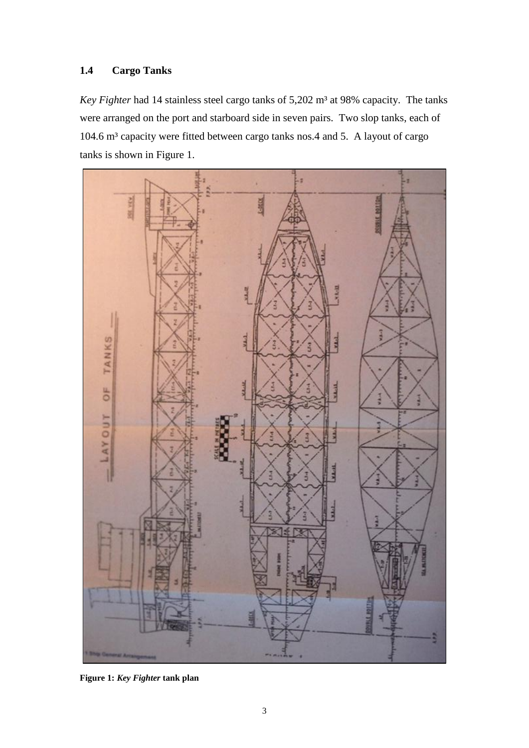## 1.4 Cargo Tanks

*Key Fighter* had 14 stainless steel cargo tanks of 5,202 m³ at 98% capacity. The tanks were arranged on the port and starboard side in seven pairs. Two slop tanks, each of 104.6 m³ capacity were fitted between cargo tanks nos.4 and 5. A layout of cargo tanks is shown in Figure 1.

**Figure 1:** ***Key Fighter*** **tank plan**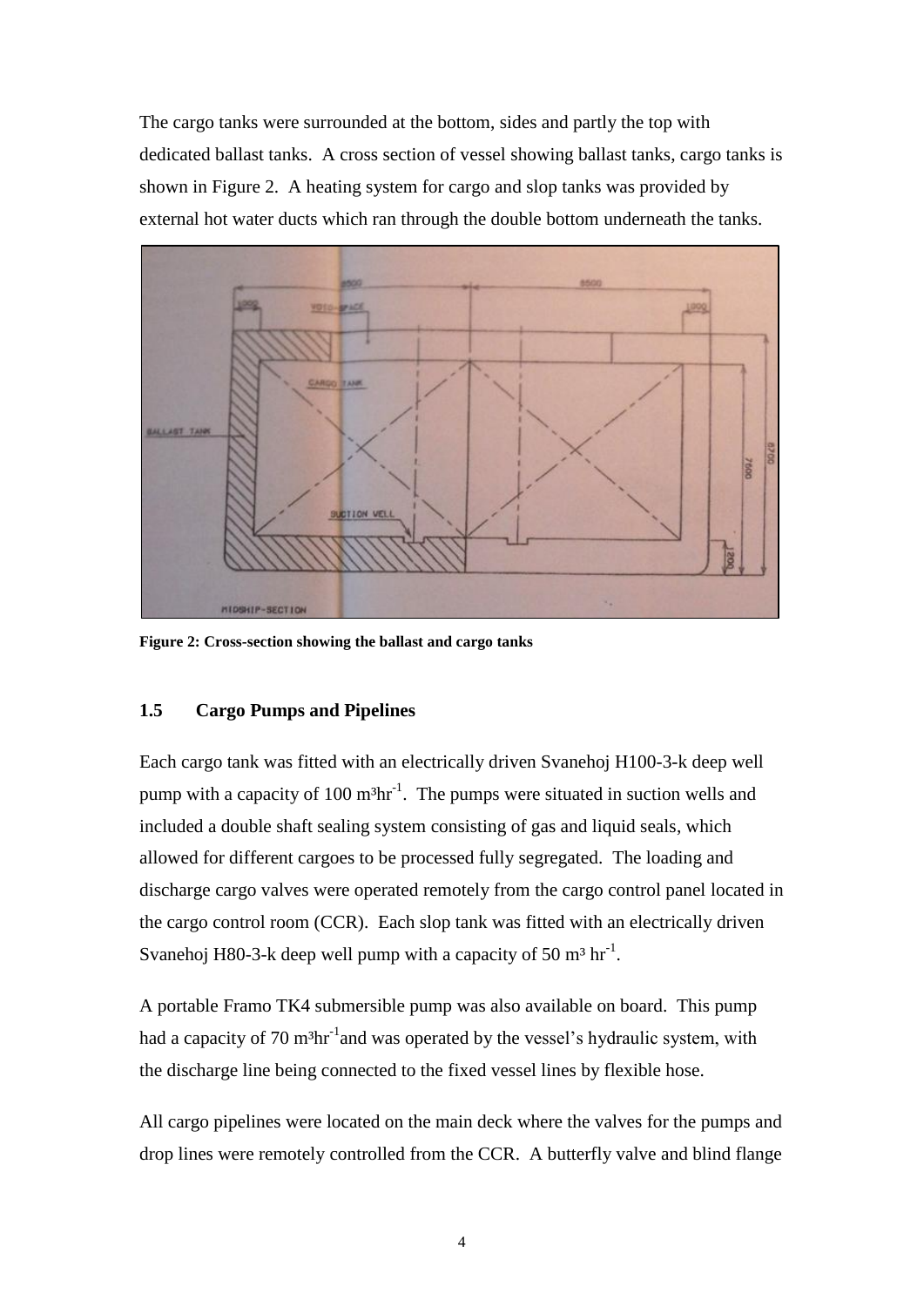The cargo tanks were surrounded at the bottom, sides and partly the top with dedicated ballast tanks. A cross section of vessel showing ballast tanks, cargo tanks is shown in Figure 2. A heating system for cargo and slop tanks was provided by external hot water ducts which ran through the double bottom underneath the tanks.

**Figure 2: Cross-section showing the ballast and cargo tanks**

## 1.5 Cargo Pumps and Pipelines

Each cargo tank was fitted with an electrically driven Svanehoj H100-3-k deep well pump with a capacity of 100 $m^3hr^{-1}$. The pumps were situated in suction wells and included a double shaft sealing system consisting of gas and liquid seals, which allowed for different cargoes to be processed fully segregated. The loading and discharge cargo valves were operated remotely from the cargo control panel located in the cargo control room (CCR). Each slop tank was fitted with an electrically driven Svanehoj H80-3-k deep well pump with a capacity of 50 $m^3\ hr^{-1}$.

A portable Framo TK4 submersible pump was also available on board. This pump had a capacity of 70 $m^3hr^{-1}$and was operated by the vessel's hydraulic system, with the discharge line being connected to the fixed vessel lines by flexible hose.

All cargo pipelines were located on the main deck where the valves for the pumps and drop lines were remotely controlled from the CCR. A butterfly valve and blind flange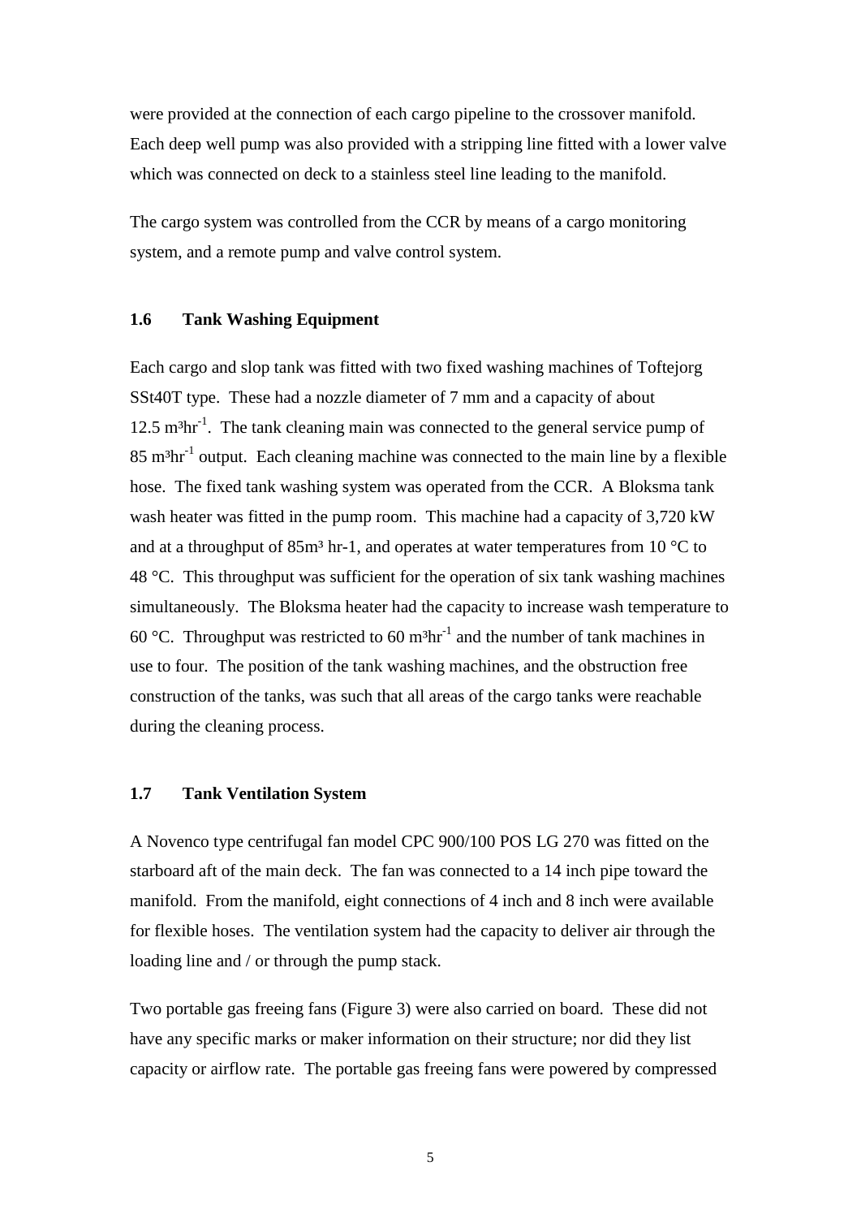were provided at the connection of each cargo pipeline to the crossover manifold. Each deep well pump was also provided with a stripping line fitted with a lower valve which was connected on deck to a stainless steel line leading to the manifold.

The cargo system was controlled from the CCR by means of a cargo monitoring system, and a remote pump and valve control system.

## 1.6 Tank Washing Equipment

Each cargo and slop tank was fitted with two fixed washing machines of Toftejorg SSt40T type. These had a nozzle diameter of 7 mm and a capacity of about 12.5 $m^3hr^{-1}$. The tank cleaning main was connected to the general service pump of 85 $m^3hr^{-1}$ output. Each cleaning machine was connected to the main line by a flexible hose. The fixed tank washing system was operated from the CCR. A Bloksma tank wash heater was fitted in the pump room. This machine had a capacity of 3,720 kW and at a throughput of $85m^3$ hr-1, and operates at water temperatures from 10 °C to 48 °C. This throughput was sufficient for the operation of six tank washing machines simultaneously. The Bloksma heater had the capacity to increase wash temperature to 60 °C. Throughput was restricted to 60 $m^3hr^{-1}$ and the number of tank machines in use to four. The position of the tank washing machines, and the obstruction free construction of the tanks, was such that all areas of the cargo tanks were reachable during the cleaning process.

## 1.7 Tank Ventilation System

A Novenco type centrifugal fan model CPC 900/100 POS LG 270 was fitted on the starboard aft of the main deck. The fan was connected to a 14 inch pipe toward the manifold. From the manifold, eight connections of 4 inch and 8 inch were available for flexible hoses. The ventilation system had the capacity to deliver air through the loading line and / or through the pump stack.

Two portable gas freeing fans (Figure 3) were also carried on board. These did not have any specific marks or maker information on their structure; nor did they list capacity or airflow rate. The portable gas freeing fans were powered by compressed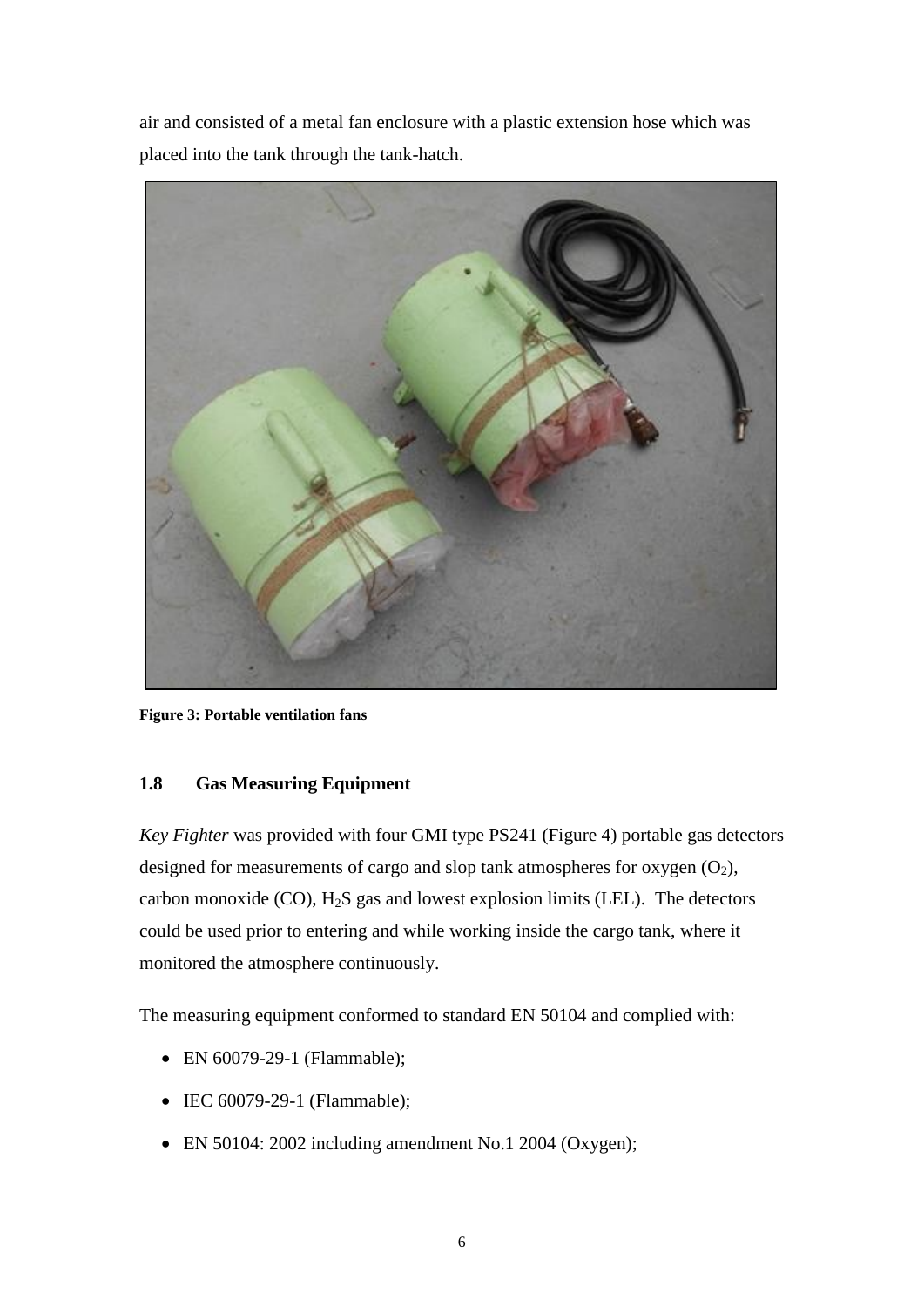air and consisted of a metal fan enclosure with a plastic extension hose which was placed into the tank through the tank-hatch.

**Figure 3: Portable ventilation fans**

## 1.8 Gas Measuring Equipment

*Key Fighter* was provided with four GMI type PS241 (Figure 4) portable gas detectors designed for measurements of cargo and slop tank atmospheres for oxygen ($O_2$), carbon monoxide (CO), $H_2S$ gas and lowest explosion limits (LEL). The detectors could be used prior to entering and while working inside the cargo tank, where it monitored the atmosphere continuously.

The measuring equipment conformed to standard EN 50104 and complied with:

- EN 60079-29-1 (Flammable);
- IEC 60079-29-1 (Flammable);
- EN 50104: 2002 including amendment No.1 2004 (Oxygen);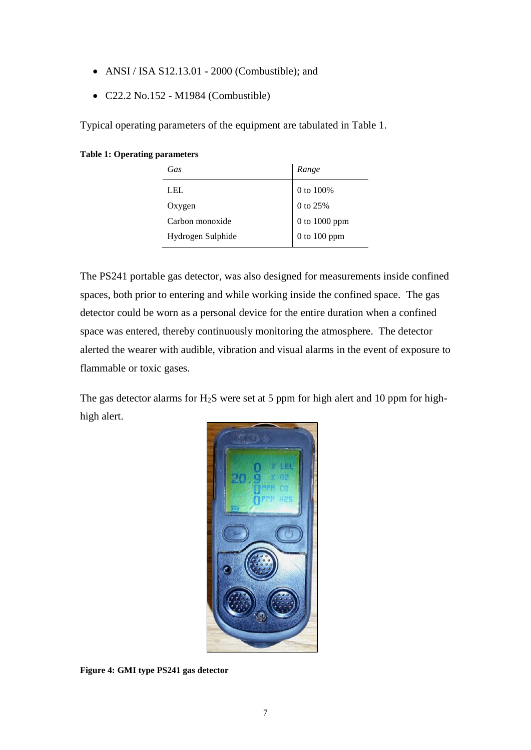- ANSI / ISA S12.13.01 - 2000 (Combustible); and
- C22.2 No.152 - M1984 (Combustible)

Typical operating parameters of the equipment are tabulated in Table 1.

**Table 1: Operating parameters**

| *Gas* | *Range* |
|---|---|
| LEL | 0 to 100% |
| Oxygen | 0 to 25% |
| Carbon monoxide | 0 to 1000 ppm |
| Hydrogen Sulphide | 0 to 100 ppm |

The PS241 portable gas detector, was also designed for measurements inside confined spaces, both prior to entering and while working inside the confined space. The gas detector could be worn as a personal device for the entire duration when a confined space was entered, thereby continuously monitoring the atmosphere. The detector alerted the wearer with audible, vibration and visual alarms in the event of exposure to flammable or toxic gases.

The gas detector alarms for $H_2S$ were set at 5 ppm for high alert and 10 ppm for high-high alert.

**Figure 4: GMI type PS241 gas detector**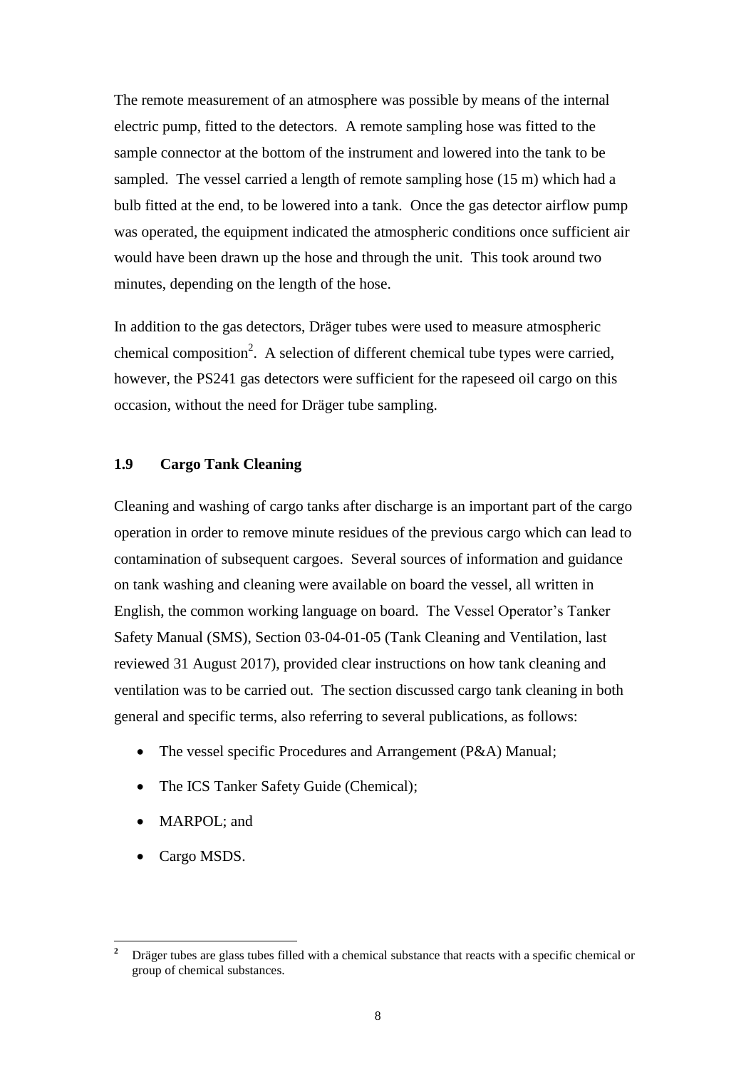The remote measurement of an atmosphere was possible by means of the internal electric pump, fitted to the detectors. A remote sampling hose was fitted to the sample connector at the bottom of the instrument and lowered into the tank to be sampled. The vessel carried a length of remote sampling hose (15 m) which had a bulb fitted at the end, to be lowered into a tank. Once the gas detector airflow pump was operated, the equipment indicated the atmospheric conditions once sufficient air would have been drawn up the hose and through the unit. This took around two minutes, depending on the length of the hose.

In addition to the gas detectors, Dräger tubes were used to measure atmospheric chemical composition[2]. A selection of different chemical tube types were carried, however, the PS241 gas detectors were sufficient for the rapeseed oil cargo on this occasion, without the need for Dräger tube sampling.

## 1.9 Cargo Tank Cleaning

Cleaning and washing of cargo tanks after discharge is an important part of the cargo operation in order to remove minute residues of the previous cargo which can lead to contamination of subsequent cargoes. Several sources of information and guidance on tank washing and cleaning were available on board the vessel, all written in English, the common working language on board. The Vessel Operator's Tanker Safety Manual (SMS), Section 03-04-01-05 (Tank Cleaning and Ventilation, last reviewed 31 August 2017), provided clear instructions on how tank cleaning and ventilation was to be carried out. The section discussed cargo tank cleaning in both general and specific terms, also referring to several publications, as follows:

- The vessel specific Procedures and Arrangement (P&A) Manual;
- The ICS Tanker Safety Guide (Chemical);
- MARPOL; and
- Cargo MSDS.

[2] Dräger tubes are glass tubes filled with a chemical substance that reacts with a specific chemical or group of chemical substances.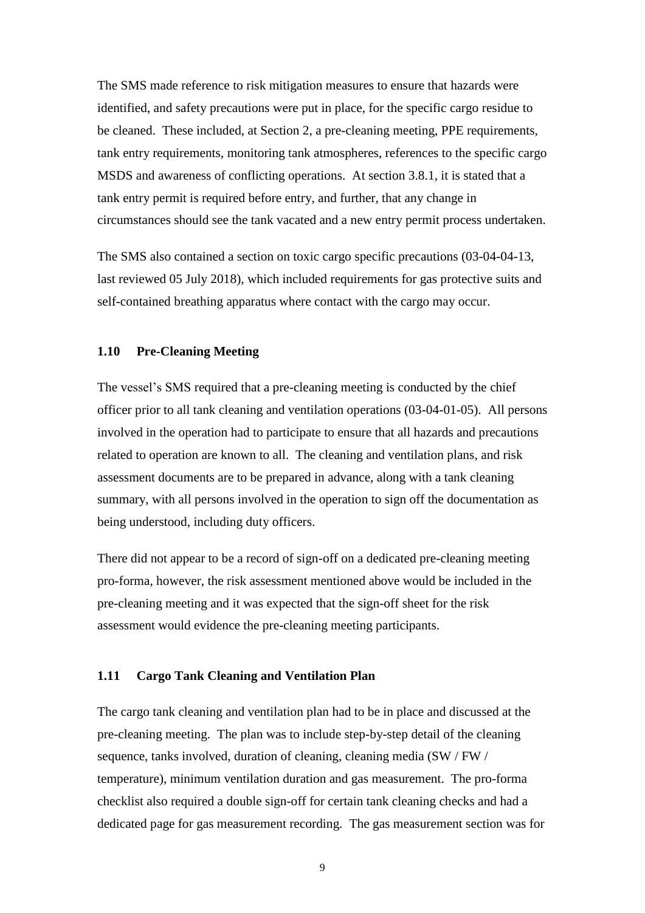The SMS made reference to risk mitigation measures to ensure that hazards were identified, and safety precautions were put in place, for the specific cargo residue to be cleaned. These included, at Section 2, a pre-cleaning meeting, PPE requirements, tank entry requirements, monitoring tank atmospheres, references to the specific cargo MSDS and awareness of conflicting operations. At section 3.8.1, it is stated that a tank entry permit is required before entry, and further, that any change in circumstances should see the tank vacated and a new entry permit process undertaken.

The SMS also contained a section on toxic cargo specific precautions (03-04-04-13, last reviewed 05 July 2018), which included requirements for gas protective suits and self-contained breathing apparatus where contact with the cargo may occur.

## 1.10 Pre-Cleaning Meeting

The vessel's SMS required that a pre-cleaning meeting is conducted by the chief officer prior to all tank cleaning and ventilation operations (03-04-01-05). All persons involved in the operation had to participate to ensure that all hazards and precautions related to operation are known to all. The cleaning and ventilation plans, and risk assessment documents are to be prepared in advance, along with a tank cleaning summary, with all persons involved in the operation to sign off the documentation as being understood, including duty officers.

There did not appear to be a record of sign-off on a dedicated pre-cleaning meeting pro-forma, however, the risk assessment mentioned above would be included in the pre-cleaning meeting and it was expected that the sign-off sheet for the risk assessment would evidence the pre-cleaning meeting participants.

## 1.11 Cargo Tank Cleaning and Ventilation Plan

The cargo tank cleaning and ventilation plan had to be in place and discussed at the pre-cleaning meeting. The plan was to include step-by-step detail of the cleaning sequence, tanks involved, duration of cleaning, cleaning media (SW / FW / temperature), minimum ventilation duration and gas measurement. The pro-forma checklist also required a double sign-off for certain tank cleaning checks and had a dedicated page for gas measurement recording. The gas measurement section was for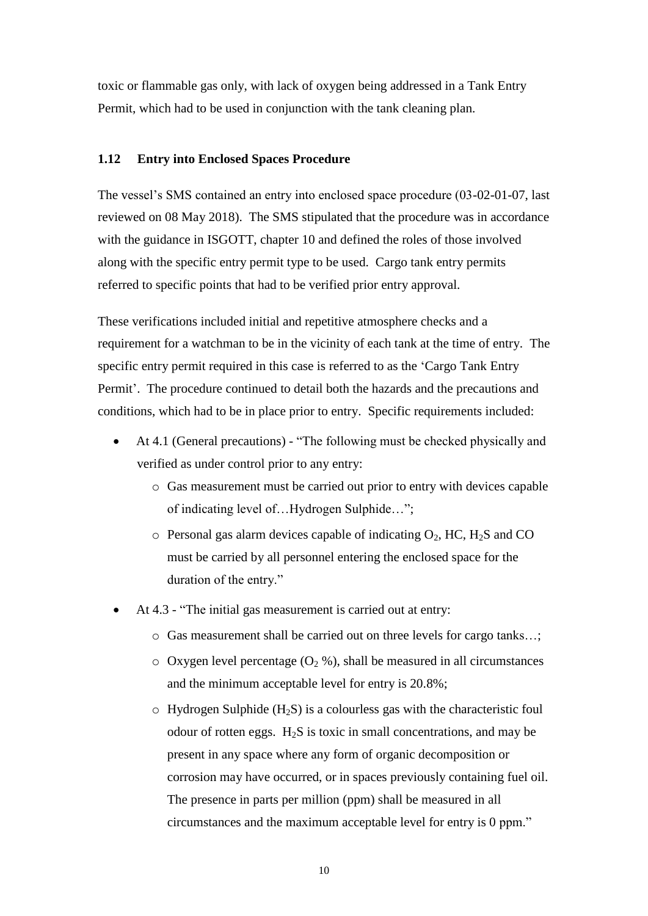toxic or flammable gas only, with lack of oxygen being addressed in a Tank Entry Permit, which had to be used in conjunction with the tank cleaning plan.

## 1.12 Entry into Enclosed Spaces Procedure

The vessel's SMS contained an entry into enclosed space procedure (03-02-01-07, last reviewed on 08 May 2018). The SMS stipulated that the procedure was in accordance with the guidance in ISGOTT, chapter 10 and defined the roles of those involved along with the specific entry permit type to be used. Cargo tank entry permits referred to specific points that had to be verified prior entry approval.

These verifications included initial and repetitive atmosphere checks and a requirement for a watchman to be in the vicinity of each tank at the time of entry. The specific entry permit required in this case is referred to as the 'Cargo Tank Entry Permit'. The procedure continued to detail both the hazards and the precautions and conditions, which had to be in place prior to entry. Specific requirements included:

- At 4.1 (General precautions) - "The following must be checked physically and verified as under control prior to any entry:
  - Gas measurement must be carried out prior to entry with devices capable of indicating level of…Hydrogen Sulphide…";
  - Personal gas alarm devices capable of indicating $O_2$, HC, $H_2S$ and CO must be carried by all personnel entering the enclosed space for the duration of the entry."
- At 4.3 - "The initial gas measurement is carried out at entry:
  - Gas measurement shall be carried out on three levels for cargo tanks…;
  - Oxygen level percentage ($O_2$ %), shall be measured in all circumstances and the minimum acceptable level for entry is 20.8%;
  - Hydrogen Sulphide ($H_2S$) is a colourless gas with the characteristic foul odour of rotten eggs. $H_2S$ is toxic in small concentrations, and may be present in any space where any form of organic decomposition or corrosion may have occurred, or in spaces previously containing fuel oil. The presence in parts per million (ppm) shall be measured in all circumstances and the maximum acceptable level for entry is 0 ppm."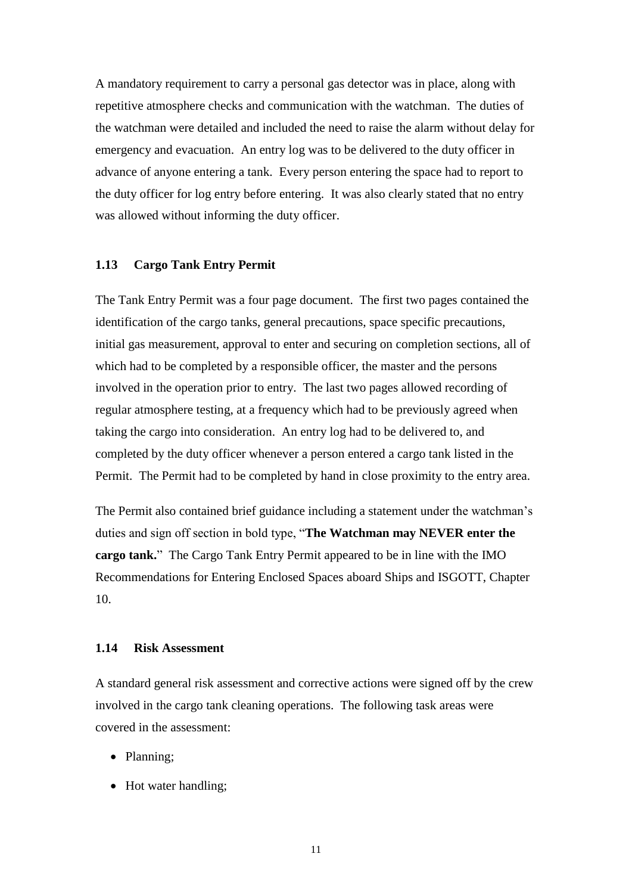A mandatory requirement to carry a personal gas detector was in place, along with repetitive atmosphere checks and communication with the watchman. The duties of the watchman were detailed and included the need to raise the alarm without delay for emergency and evacuation. An entry log was to be delivered to the duty officer in advance of anyone entering a tank. Every person entering the space had to report to the duty officer for log entry before entering. It was also clearly stated that no entry was allowed without informing the duty officer.

### 1.13 Cargo Tank Entry Permit

The Tank Entry Permit was a four page document. The first two pages contained the identification of the cargo tanks, general precautions, space specific precautions, initial gas measurement, approval to enter and securing on completion sections, all of which had to be completed by a responsible officer, the master and the persons involved in the operation prior to entry. The last two pages allowed recording of regular atmosphere testing, at a frequency which had to be previously agreed when taking the cargo into consideration. An entry log had to be delivered to, and completed by the duty officer whenever a person entered a cargo tank listed in the Permit. The Permit had to be completed by hand in close proximity to the entry area.

The Permit also contained brief guidance including a statement under the watchman's duties and sign off section in bold type, "**The Watchman may NEVER enter the cargo tank.**" The Cargo Tank Entry Permit appeared to be in line with the IMO Recommendations for Entering Enclosed Spaces aboard Ships and ISGOTT, Chapter 10.

### 1.14 Risk Assessment

A standard general risk assessment and corrective actions were signed off by the crew involved in the cargo tank cleaning operations. The following task areas were covered in the assessment:

- Planning;
- Hot water handling;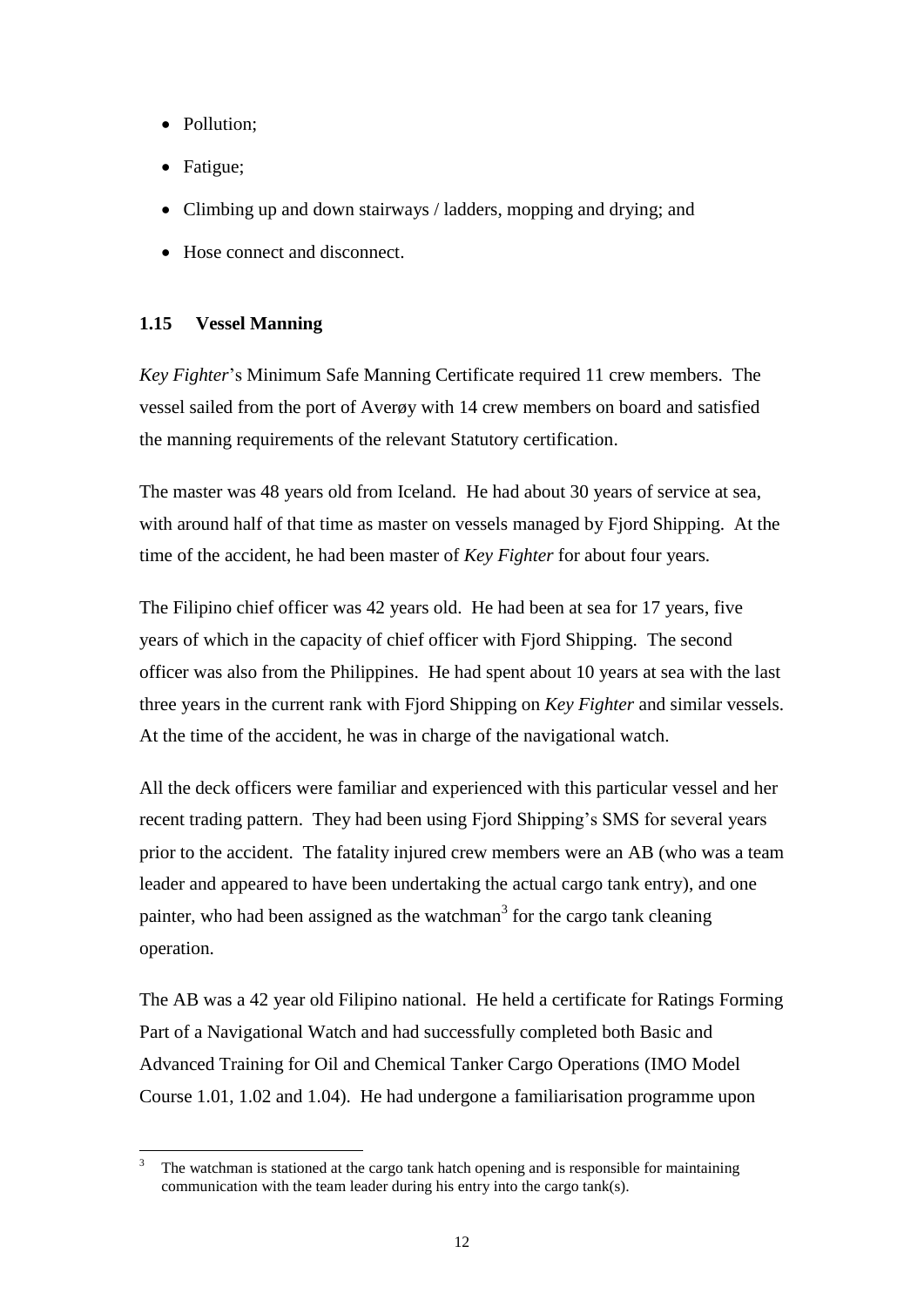- Pollution;
- Fatigue;
- Climbing up and down stairways / ladders, mopping and drying; and
- Hose connect and disconnect.

### 1.15 Vessel Manning

*Key Fighter*'s Minimum Safe Manning Certificate required 11 crew members. The vessel sailed from the port of Averøy with 14 crew members on board and satisfied the manning requirements of the relevant Statutory certification.

The master was 48 years old from Iceland. He had about 30 years of service at sea, with around half of that time as master on vessels managed by Fjord Shipping. At the time of the accident, he had been master of *Key Fighter* for about four years.

The Filipino chief officer was 42 years old. He had been at sea for 17 years, five years of which in the capacity of chief officer with Fjord Shipping. The second officer was also from the Philippines. He had spent about 10 years at sea with the last three years in the current rank with Fjord Shipping on *Key Fighter* and similar vessels. At the time of the accident, he was in charge of the navigational watch.

All the deck officers were familiar and experienced with this particular vessel and her recent trading pattern. They had been using Fjord Shipping's SMS for several years prior to the accident. The fatality injured crew members were an AB (who was a team leader and appeared to have been undertaking the actual cargo tank entry), and one painter, who had been assigned as the watchman[3] for the cargo tank cleaning operation.

The AB was a 42 year old Filipino national. He held a certificate for Ratings Forming Part of a Navigational Watch and had successfully completed both Basic and Advanced Training for Oil and Chemical Tanker Cargo Operations (IMO Model Course 1.01, 1.02 and 1.04). He had undergone a familiarisation programme upon

---

[3] The watchman is stationed at the cargo tank hatch opening and is responsible for maintaining communication with the team leader during his entry into the cargo tank(s).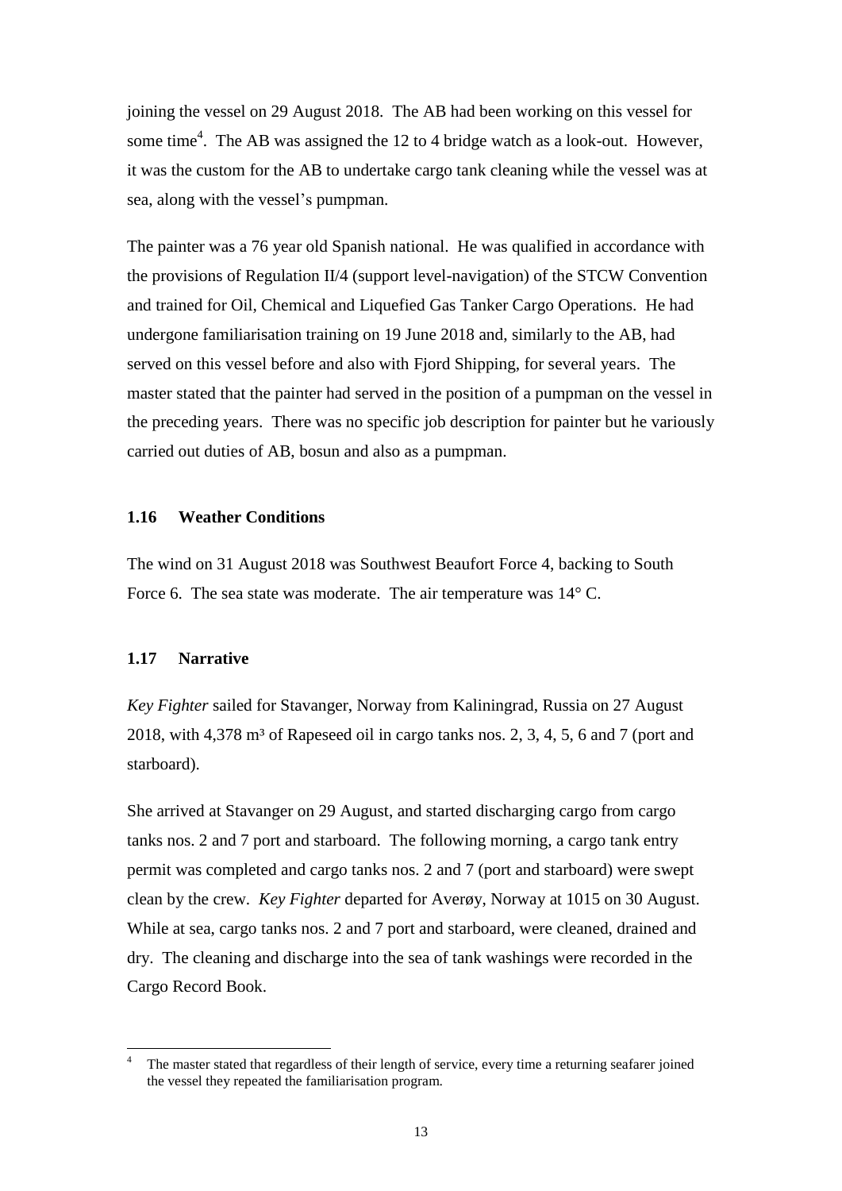joining the vessel on 29 August 2018. The AB had been working on this vessel for some time[4]. The AB was assigned the 12 to 4 bridge watch as a look-out. However, it was the custom for the AB to undertake cargo tank cleaning while the vessel was at sea, along with the vessel's pumpman.

The painter was a 76 year old Spanish national. He was qualified in accordance with the provisions of Regulation II/4 (support level-navigation) of the STCW Convention and trained for Oil, Chemical and Liquefied Gas Tanker Cargo Operations. He had undergone familiarisation training on 19 June 2018 and, similarly to the AB, had served on this vessel before and also with Fjord Shipping, for several years. The master stated that the painter had served in the position of a pumpman on the vessel in the preceding years. There was no specific job description for painter but he variously carried out duties of AB, bosun and also as a pumpman.

### 1.16 Weather Conditions

The wind on 31 August 2018 was Southwest Beaufort Force 4, backing to South Force 6. The sea state was moderate. The air temperature was 14° C.

### 1.17 Narrative

*Key Fighter* sailed for Stavanger, Norway from Kaliningrad, Russia on 27 August 2018, with 4,378 m³ of Rapeseed oil in cargo tanks nos. 2, 3, 4, 5, 6 and 7 (port and starboard).

She arrived at Stavanger on 29 August, and started discharging cargo from cargo tanks nos. 2 and 7 port and starboard. The following morning, a cargo tank entry permit was completed and cargo tanks nos. 2 and 7 (port and starboard) were swept clean by the crew. *Key Fighter* departed for Averøy, Norway at 1015 on 30 August. While at sea, cargo tanks nos. 2 and 7 port and starboard, were cleaned, drained and dry. The cleaning and discharge into the sea of tank washings were recorded in the Cargo Record Book.

---

[4] The master stated that regardless of their length of service, every time a returning seafarer joined the vessel they repeated the familiarisation program.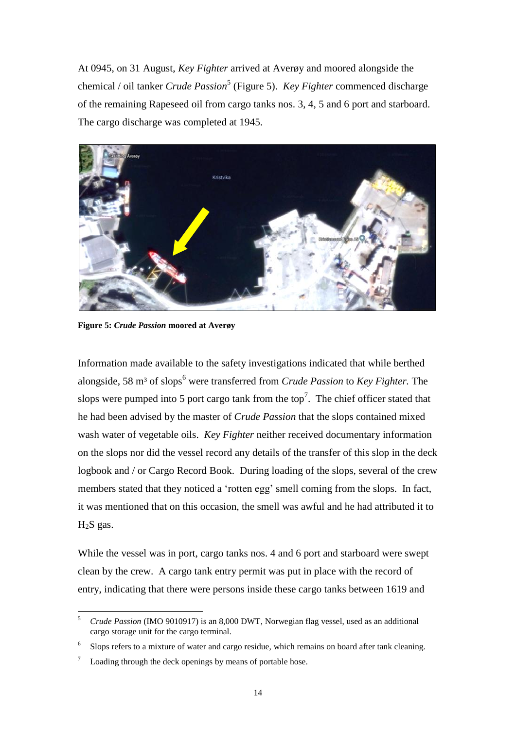At 0945, on 31 August, *Key Fighter* arrived at Averøy and moored alongside the chemical / oil tanker *Crude Passion*[5] (Figure 5). *Key Fighter* commenced discharge of the remaining Rapeseed oil from cargo tanks nos. 3, 4, 5 and 6 port and starboard. The cargo discharge was completed at 1945.

**Figure 5: *Crude Passion* moored at Averøy**

Information made available to the safety investigations indicated that while berthed alongside, 58 m³ of slops[6] were transferred from *Crude Passion* to *Key Fighter*. The slops were pumped into 5 port cargo tank from the top[7]. The chief officer stated that he had been advised by the master of *Crude Passion* that the slops contained mixed wash water of vegetable oils. *Key Fighter* neither received documentary information on the slops nor did the vessel record any details of the transfer of this slop in the deck logbook and / or Cargo Record Book. During loading of the slops, several of the crew members stated that they noticed a 'rotten egg' smell coming from the slops. In fact, it was mentioned that on this occasion, the smell was awful and he had attributed it to $H_2S$ gas.

While the vessel was in port, cargo tanks nos. 4 and 6 port and starboard were swept clean by the crew. A cargo tank entry permit was put in place with the record of entry, indicating that there were persons inside these cargo tanks between 1619 and

---

[5] *Crude Passion* (IMO 9010917) is an 8,000 DWT, Norwegian flag vessel, used as an additional cargo storage unit for the cargo terminal.

[6] Slops refers to a mixture of water and cargo residue, which remains on board after tank cleaning.

[7] Loading through the deck openings by means of portable hose.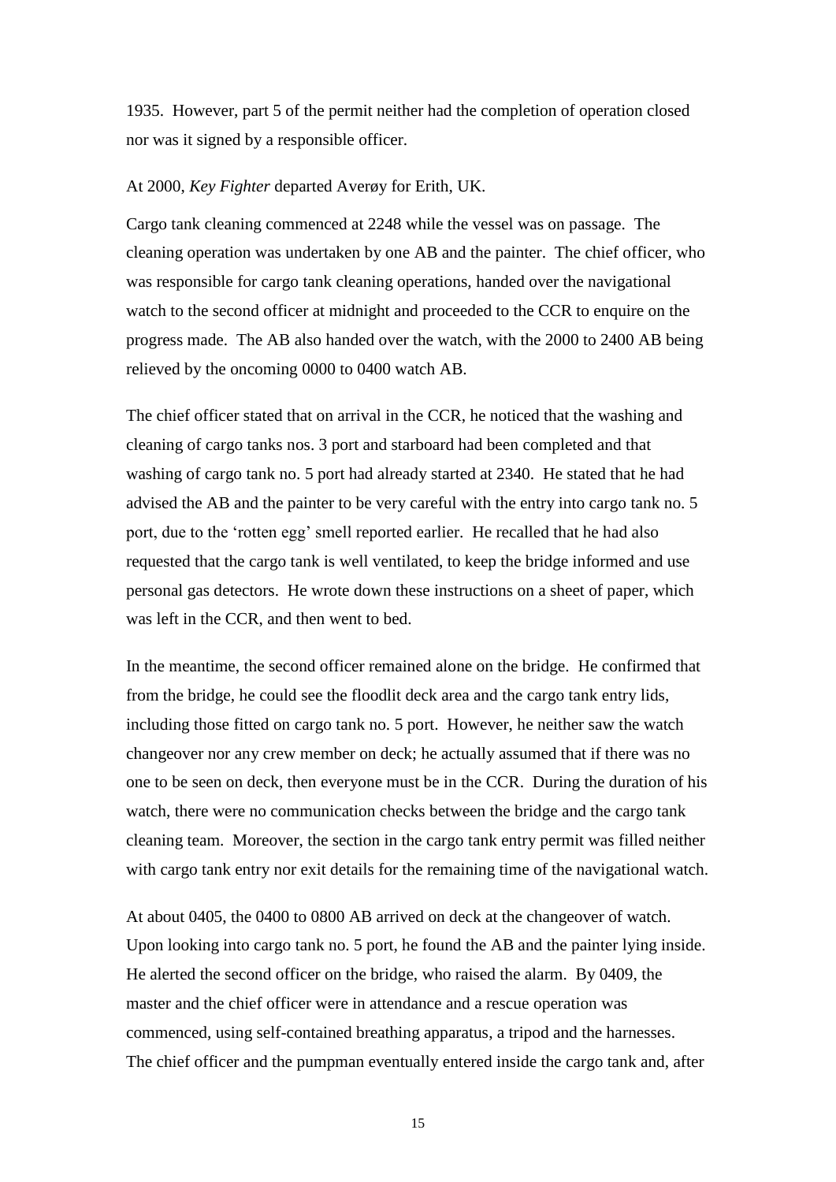1935. However, part 5 of the permit neither had the completion of operation closed nor was it signed by a responsible officer.

At 2000, *Key Fighter* departed Averøy for Erith, UK.

Cargo tank cleaning commenced at 2248 while the vessel was on passage. The cleaning operation was undertaken by one AB and the painter. The chief officer, who was responsible for cargo tank cleaning operations, handed over the navigational watch to the second officer at midnight and proceeded to the CCR to enquire on the progress made. The AB also handed over the watch, with the 2000 to 2400 AB being relieved by the oncoming 0000 to 0400 watch AB.

The chief officer stated that on arrival in the CCR, he noticed that the washing and cleaning of cargo tanks nos. 3 port and starboard had been completed and that washing of cargo tank no. 5 port had already started at 2340. He stated that he had advised the AB and the painter to be very careful with the entry into cargo tank no. 5 port, due to the 'rotten egg' smell reported earlier. He recalled that he had also requested that the cargo tank is well ventilated, to keep the bridge informed and use personal gas detectors. He wrote down these instructions on a sheet of paper, which was left in the CCR, and then went to bed.

In the meantime, the second officer remained alone on the bridge. He confirmed that from the bridge, he could see the floodlit deck area and the cargo tank entry lids, including those fitted on cargo tank no. 5 port. However, he neither saw the watch changeover nor any crew member on deck; he actually assumed that if there was no one to be seen on deck, then everyone must be in the CCR. During the duration of his watch, there were no communication checks between the bridge and the cargo tank cleaning team. Moreover, the section in the cargo tank entry permit was filled neither with cargo tank entry nor exit details for the remaining time of the navigational watch.

At about 0405, the 0400 to 0800 AB arrived on deck at the changeover of watch. Upon looking into cargo tank no. 5 port, he found the AB and the painter lying inside. He alerted the second officer on the bridge, who raised the alarm. By 0409, the master and the chief officer were in attendance and a rescue operation was commenced, using self-contained breathing apparatus, a tripod and the harnesses. The chief officer and the pumpman eventually entered inside the cargo tank and, after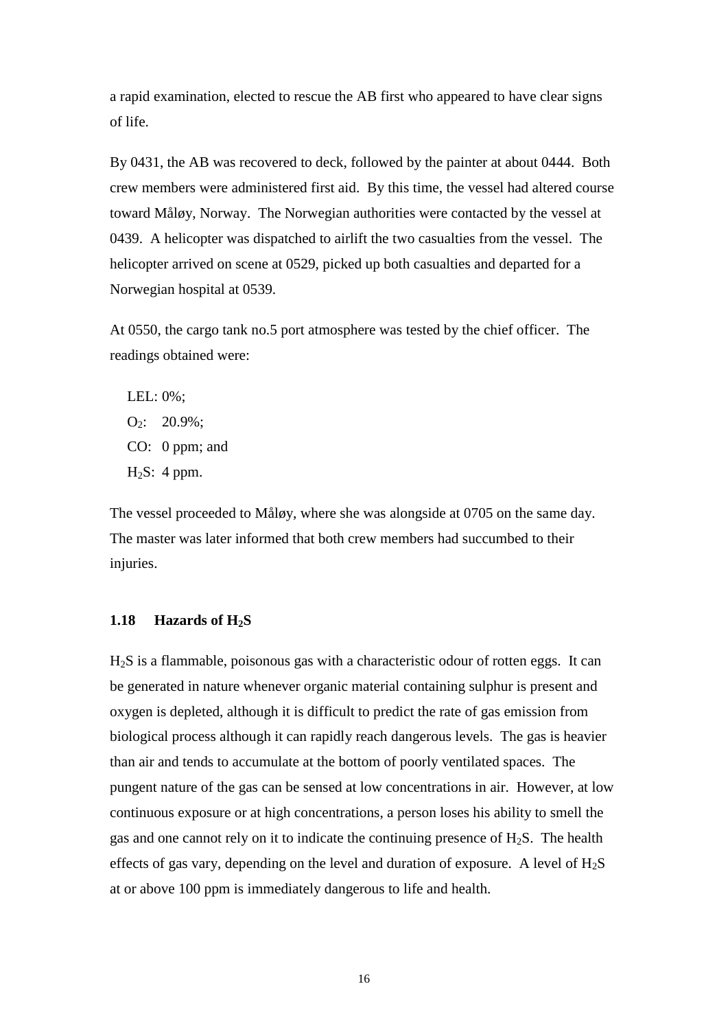a rapid examination, elected to rescue the AB first who appeared to have clear signs of life.

By 0431, the AB was recovered to deck, followed by the painter at about 0444. Both crew members were administered first aid. By this time, the vessel had altered course toward Måløy, Norway. The Norwegian authorities were contacted by the vessel at 0439. A helicopter was dispatched to airlift the two casualties from the vessel. The helicopter arrived on scene at 0529, picked up both casualties and departed for a Norwegian hospital at 0539.

At 0550, the cargo tank no.5 port atmosphere was tested by the chief officer. The readings obtained were:

LEL: 0%;
$O_2$: 20.9%;
CO: 0 ppm; and
$H_2S$: 4 ppm.

The vessel proceeded to Måløy, where she was alongside at 0705 on the same day. The master was later informed that both crew members had succumbed to their injuries.

### 1.18 Hazards of $H_2S$

$H_2S$ is a flammable, poisonous gas with a characteristic odour of rotten eggs. It can be generated in nature whenever organic material containing sulphur is present and oxygen is depleted, although it is difficult to predict the rate of gas emission from biological process although it can rapidly reach dangerous levels. The gas is heavier than air and tends to accumulate at the bottom of poorly ventilated spaces. The pungent nature of the gas can be sensed at low concentrations in air. However, at low continuous exposure or at high concentrations, a person loses his ability to smell the gas and one cannot rely on it to indicate the continuing presence of $H_2S$. The health effects of gas vary, depending on the level and duration of exposure. A level of $H_2S$ at or above 100 ppm is immediately dangerous to life and health.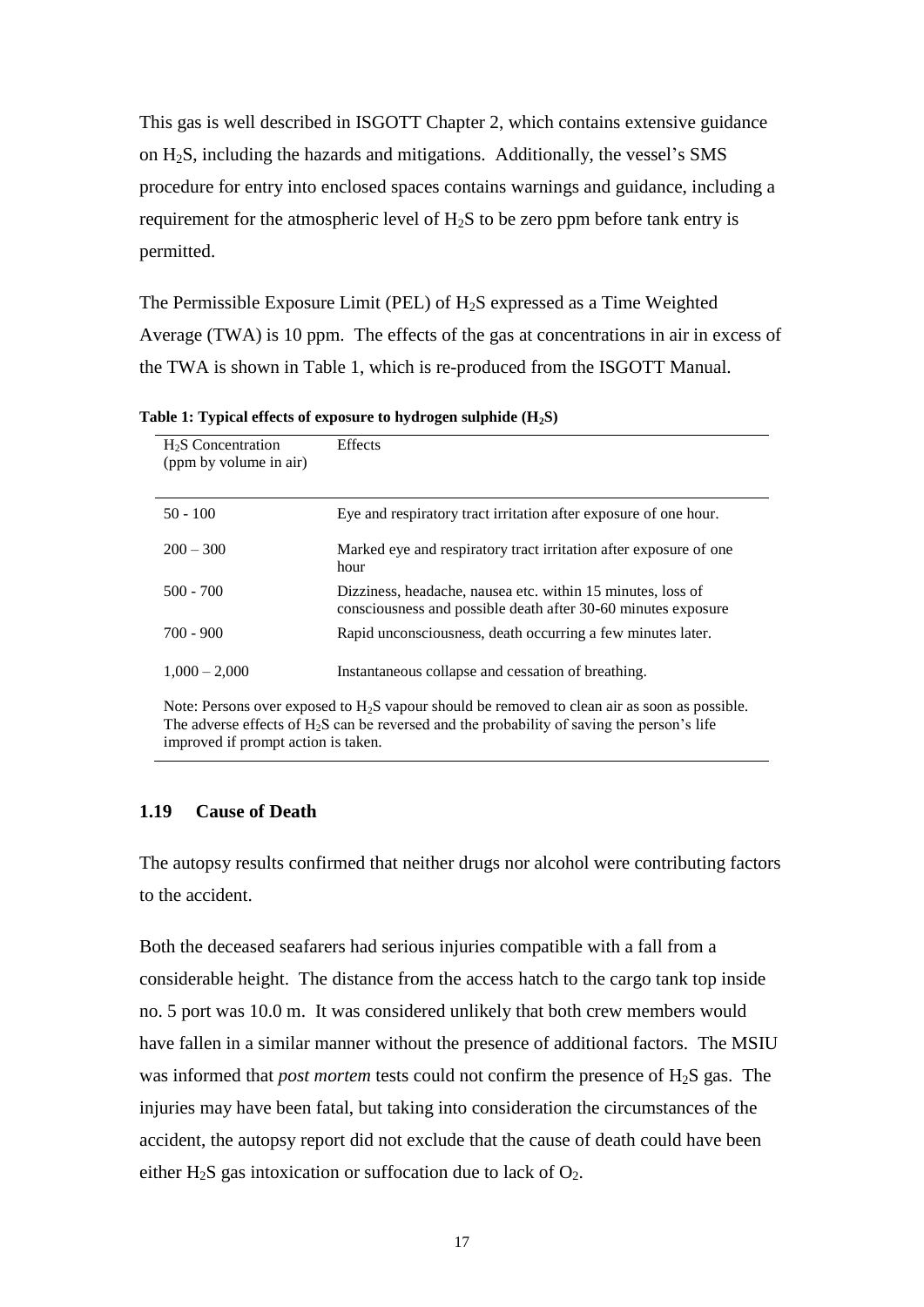This gas is well described in ISGOTT Chapter 2, which contains extensive guidance on $H_2S$, including the hazards and mitigations. Additionally, the vessel's SMS procedure for entry into enclosed spaces contains warnings and guidance, including a requirement for the atmospheric level of $H_2S$ to be zero ppm before tank entry is permitted.

The Permissible Exposure Limit (PEL) of $H_2S$ expressed as a Time Weighted Average (TWA) is 10 ppm. The effects of the gas at concentrations in air in excess of the TWA is shown in Table 1, which is re-produced from the ISGOTT Manual.

**Table 1: Typical effects of exposure to hydrogen sulphide ($H_2S$)**

| $H_2S$ Concentration (ppm by volume in air) | Effects |
|---|---|
| 50 - 100 | Eye and respiratory tract irritation after exposure of one hour. |
| 200 – 300 | Marked eye and respiratory tract irritation after exposure of one hour |
| 500 - 700 | Dizziness, headache, nausea etc. within 15 minutes, loss of consciousness and possible death after 30-60 minutes exposure |
| 700 - 900 | Rapid unconsciousness, death occurring a few minutes later. |
| 1,000 – 2,000 | Instantaneous collapse and cessation of breathing. |

Note: Persons over exposed to $H_2S$ vapour should be removed to clean air as soon as possible. The adverse effects of $H_2S$ can be reversed and the probability of saving the person's life improved if prompt action is taken.

### 1.19 Cause of Death

The autopsy results confirmed that neither drugs nor alcohol were contributing factors to the accident.

Both the deceased seafarers had serious injuries compatible with a fall from a considerable height. The distance from the access hatch to the cargo tank top inside no. 5 port was 10.0 m. It was considered unlikely that both crew members would have fallen in a similar manner without the presence of additional factors. The MSIU was informed that *post mortem* tests could not confirm the presence of $H_2S$ gas. The injuries may have been fatal, but taking into consideration the circumstances of the accident, the autopsy report did not exclude that the cause of death could have been either $H_2S$ gas intoxication or suffocation due to lack of $O_2$.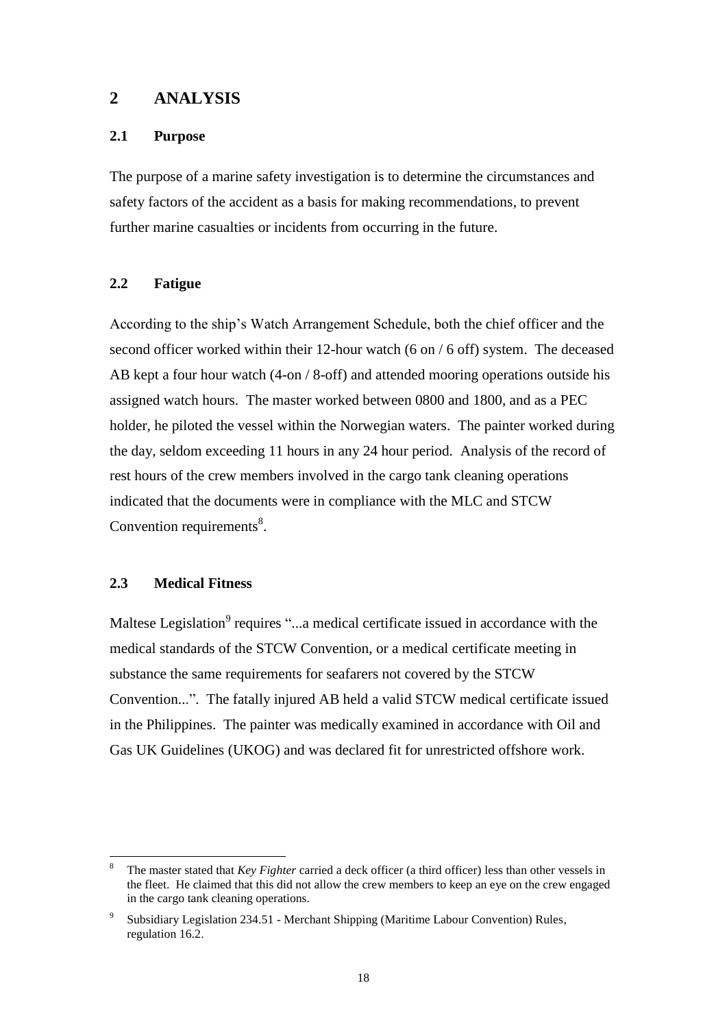# 2 ANALYSIS

## 2.1 Purpose

The purpose of a marine safety investigation is to determine the circumstances and safety factors of the accident as a basis for making recommendations, to prevent further marine casualties or incidents from occurring in the future.

## 2.2 Fatigue

According to the ship's Watch Arrangement Schedule, both the chief officer and the second officer worked within their 12-hour watch (6 on / 6 off) system. The deceased AB kept a four hour watch (4-on / 8-off) and attended mooring operations outside his assigned watch hours. The master worked between 0800 and 1800, and as a PEC holder, he piloted the vessel within the Norwegian waters. The painter worked during the day, seldom exceeding 11 hours in any 24 hour period. Analysis of the record of rest hours of the crew members involved in the cargo tank cleaning operations indicated that the documents were in compliance with the MLC and STCW Convention requirements[8].

## 2.3 Medical Fitness

Maltese Legislation[9] requires "...a medical certificate issued in accordance with the medical standards of the STCW Convention, or a medical certificate meeting in substance the same requirements for seafarers not covered by the STCW Convention...". The fatally injured AB held a valid STCW medical certificate issued in the Philippines. The painter was medically examined in accordance with Oil and Gas UK Guidelines (UKOG) and was declared fit for unrestricted offshore work.

---

[8] The master stated that *Key Fighter* carried a deck officer (a third officer) less than other vessels in the fleet. He claimed that this did not allow the crew members to keep an eye on the crew engaged in the cargo tank cleaning operations.

[9] Subsidiary Legislation 234.51 - Merchant Shipping (Maritime Labour Convention) Rules, regulation 16.2.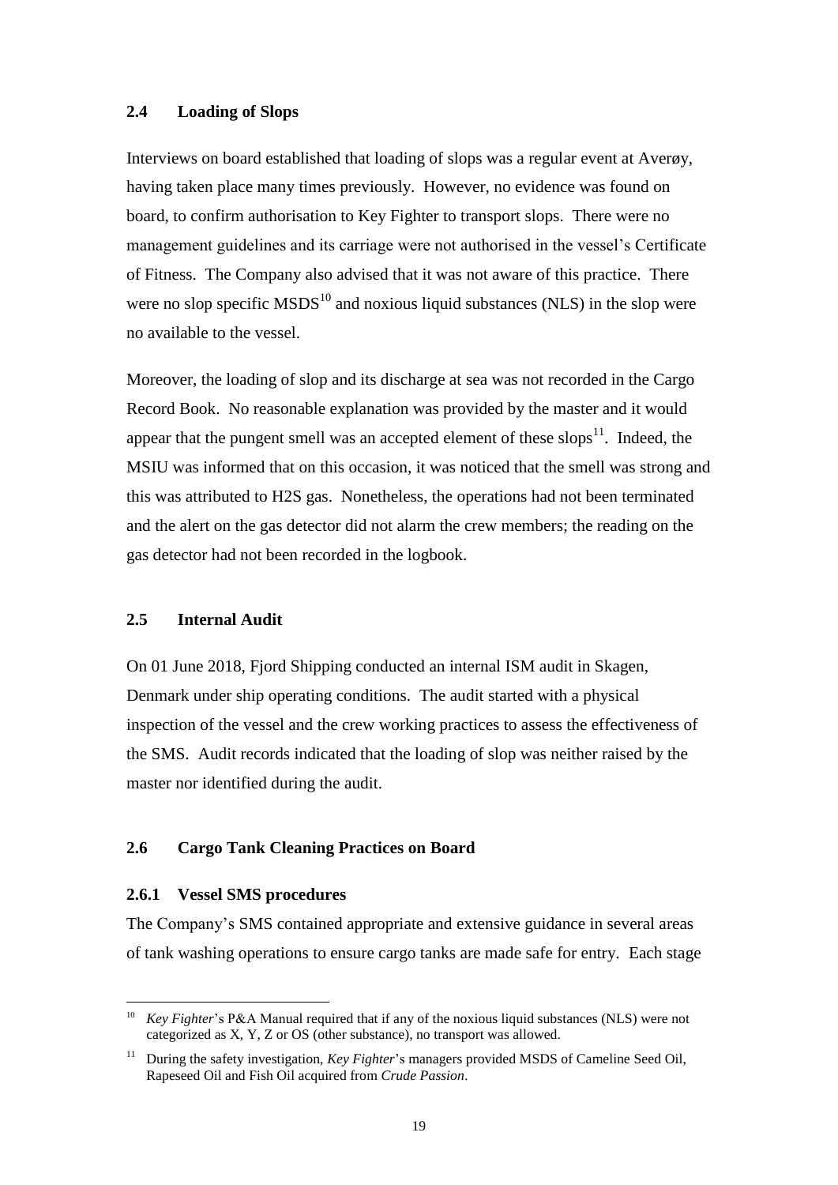## 2.4 Loading of Slops

Interviews on board established that loading of slops was a regular event at Averøy, having taken place many times previously. However, no evidence was found on board, to confirm authorisation to Key Fighter to transport slops. There were no management guidelines and its carriage were not authorised in the vessel's Certificate of Fitness. The Company also advised that it was not aware of this practice. There were no slop specific MSDS[10] and noxious liquid substances (NLS) in the slop were no available to the vessel.

Moreover, the loading of slop and its discharge at sea was not recorded in the Cargo Record Book. No reasonable explanation was provided by the master and it would appear that the pungent smell was an accepted element of these slops[11]. Indeed, the MSIU was informed that on this occasion, it was noticed that the smell was strong and this was attributed to $H_2S$ gas. Nonetheless, the operations had not been terminated and the alert on the gas detector did not alarm the crew members; the reading on the gas detector had not been recorded in the logbook.

## 2.5 Internal Audit

On 01 June 2018, Fjord Shipping conducted an internal ISM audit in Skagen, Denmark under ship operating conditions. The audit started with a physical inspection of the vessel and the crew working practices to assess the effectiveness of the SMS. Audit records indicated that the loading of slop was neither raised by the master nor identified during the audit.

## 2.6 Cargo Tank Cleaning Practices on Board

### 2.6.1 Vessel SMS procedures

The Company's SMS contained appropriate and extensive guidance in several areas of tank washing operations to ensure cargo tanks are made safe for entry. Each stage

---

[10] *Key Fighter*'s P&A Manual required that if any of the noxious liquid substances (NLS) were not categorized as X, Y, Z or OS (other substance), no transport was allowed.

[11] During the safety investigation, *Key Fighter*'s managers provided MSDS of Cameline Seed Oil, Rapeseed Oil and Fish Oil acquired from *Crude Passion*.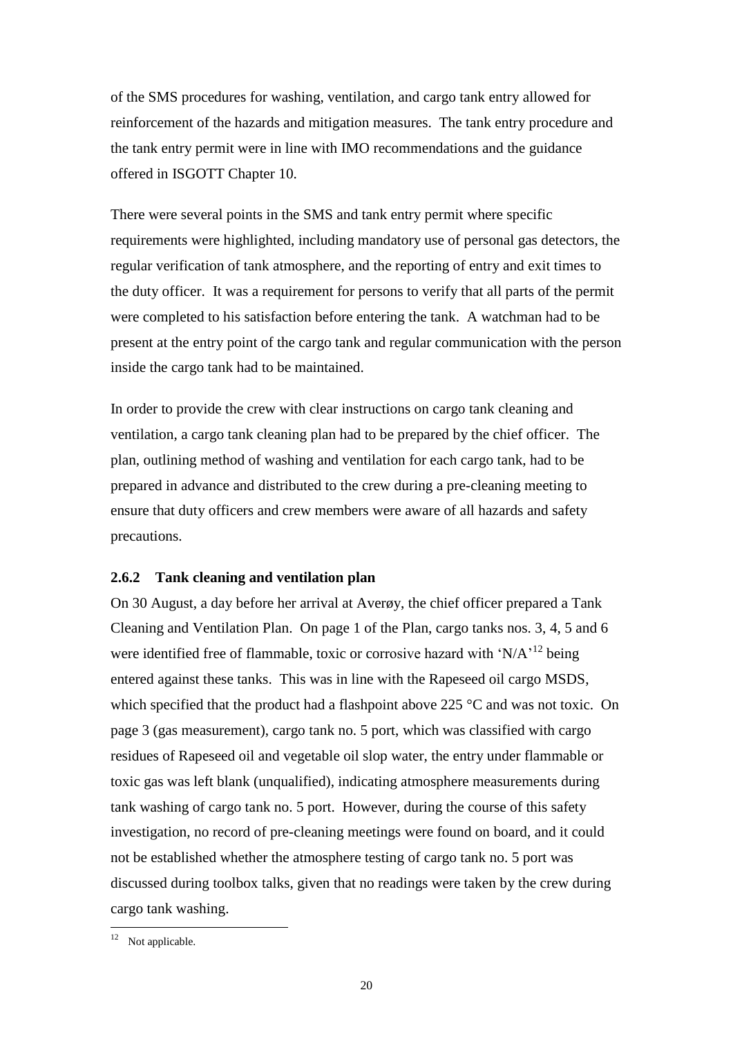of the SMS procedures for washing, ventilation, and cargo tank entry allowed for reinforcement of the hazards and mitigation measures. The tank entry procedure and the tank entry permit were in line with IMO recommendations and the guidance offered in ISGOTT Chapter 10.

There were several points in the SMS and tank entry permit where specific requirements were highlighted, including mandatory use of personal gas detectors, the regular verification of tank atmosphere, and the reporting of entry and exit times to the duty officer. It was a requirement for persons to verify that all parts of the permit were completed to his satisfaction before entering the tank. A watchman had to be present at the entry point of the cargo tank and regular communication with the person inside the cargo tank had to be maintained.

In order to provide the crew with clear instructions on cargo tank cleaning and ventilation, a cargo tank cleaning plan had to be prepared by the chief officer. The plan, outlining method of washing and ventilation for each cargo tank, had to be prepared in advance and distributed to the crew during a pre-cleaning meeting to ensure that duty officers and crew members were aware of all hazards and safety precautions.

### 2.6.2 Tank cleaning and ventilation plan

On 30 August, a day before her arrival at Averøy, the chief officer prepared a Tank Cleaning and Ventilation Plan. On page 1 of the Plan, cargo tanks nos. 3, 4, 5 and 6 were identified free of flammable, toxic or corrosive hazard with 'N/A'[12] being entered against these tanks. This was in line with the Rapeseed oil cargo MSDS, which specified that the product had a flashpoint above 225 °C and was not toxic. On page 3 (gas measurement), cargo tank no. 5 port, which was classified with cargo residues of Rapeseed oil and vegetable oil slop water, the entry under flammable or toxic gas was left blank (unqualified), indicating atmosphere measurements during tank washing of cargo tank no. 5 port. However, during the course of this safety investigation, no record of pre-cleaning meetings were found on board, and it could not be established whether the atmosphere testing of cargo tank no. 5 port was discussed during toolbox talks, given that no readings were taken by the crew during cargo tank washing.

[12] Not applicable.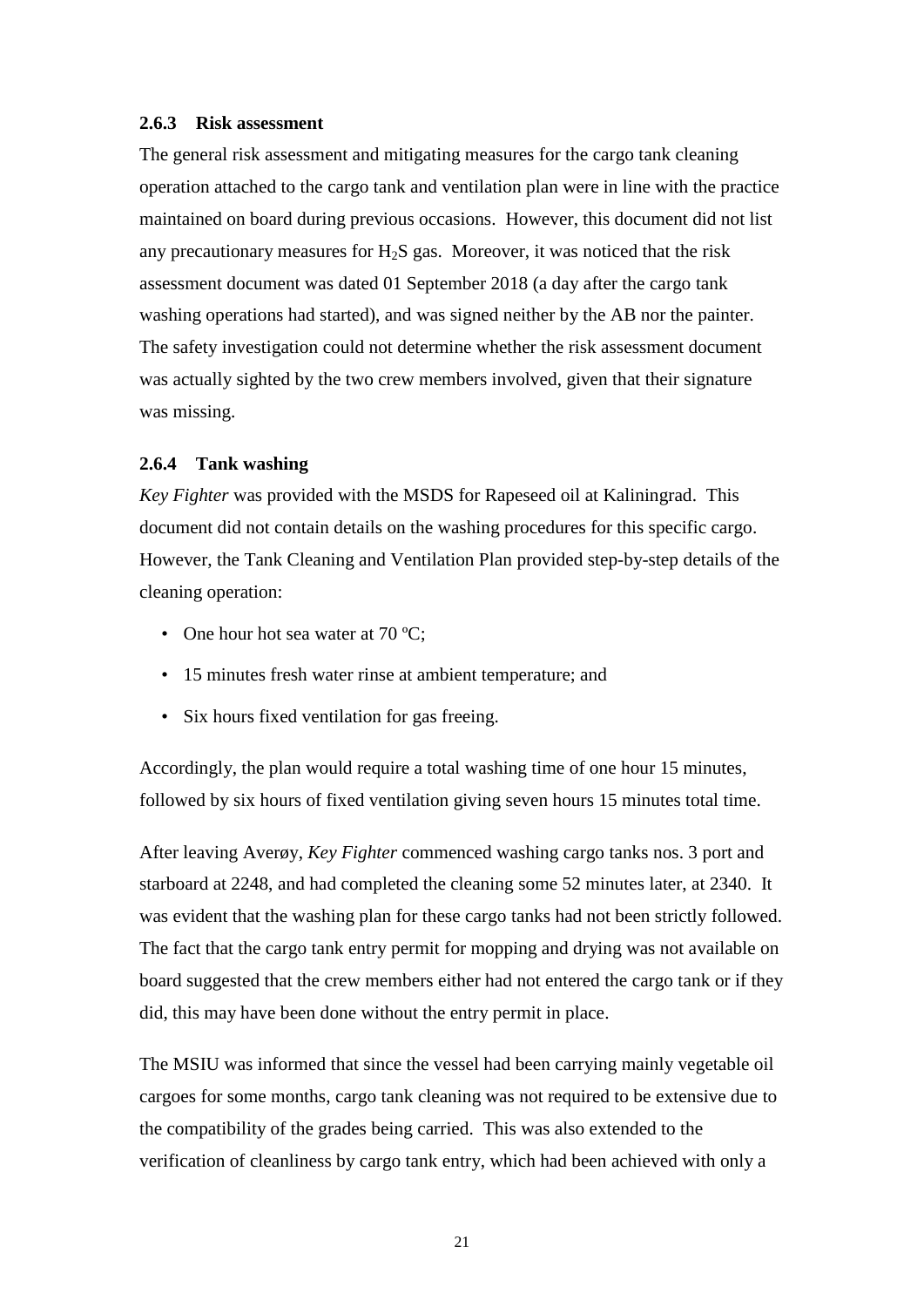### 2.6.3 Risk assessment

The general risk assessment and mitigating measures for the cargo tank cleaning operation attached to the cargo tank and ventilation plan were in line with the practice maintained on board during previous occasions. However, this document did not list any precautionary measures for $H_2S$ gas. Moreover, it was noticed that the risk assessment document was dated 01 September 2018 (a day after the cargo tank washing operations had started), and was signed neither by the AB nor the painter. The safety investigation could not determine whether the risk assessment document was actually sighted by the two crew members involved, given that their signature was missing.

### 2.6.4 Tank washing

*Key Fighter* was provided with the MSDS for Rapeseed oil at Kaliningrad. This document did not contain details on the washing procedures for this specific cargo. However, the Tank Cleaning and Ventilation Plan provided step-by-step details of the cleaning operation:

- One hour hot sea water at 70 ºC;
- 15 minutes fresh water rinse at ambient temperature; and
- Six hours fixed ventilation for gas freeing.

Accordingly, the plan would require a total washing time of one hour 15 minutes, followed by six hours of fixed ventilation giving seven hours 15 minutes total time.

After leaving Averøy, *Key Fighter* commenced washing cargo tanks nos. 3 port and starboard at 2248, and had completed the cleaning some 52 minutes later, at 2340. It was evident that the washing plan for these cargo tanks had not been strictly followed. The fact that the cargo tank entry permit for mopping and drying was not available on board suggested that the crew members either had not entered the cargo tank or if they did, this may have been done without the entry permit in place.

The MSIU was informed that since the vessel had been carrying mainly vegetable oil cargoes for some months, cargo tank cleaning was not required to be extensive due to the compatibility of the grades being carried. This was also extended to the verification of cleanliness by cargo tank entry, which had been achieved with only a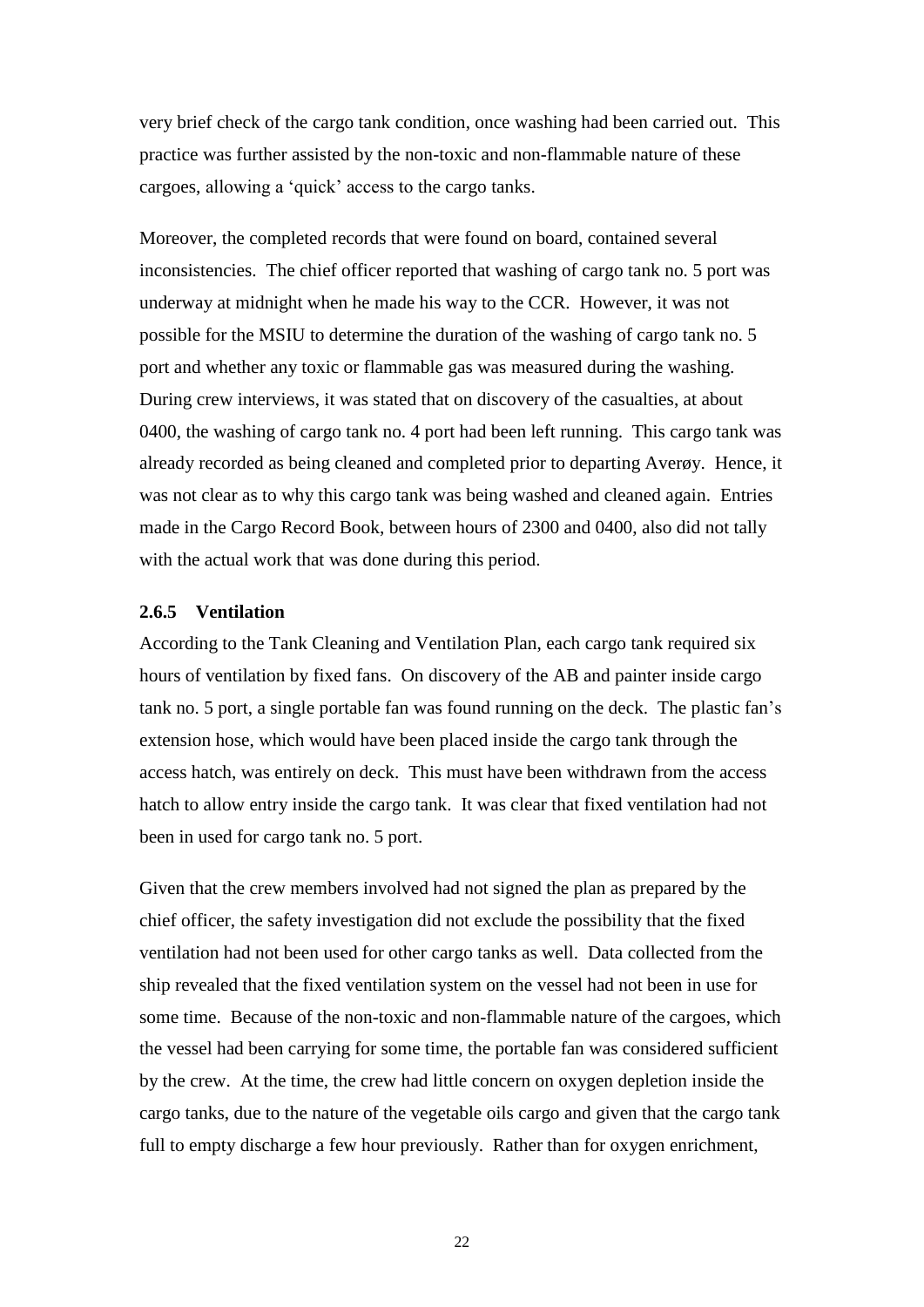very brief check of the cargo tank condition, once washing had been carried out. This practice was further assisted by the non-toxic and non-flammable nature of these cargoes, allowing a 'quick' access to the cargo tanks.

Moreover, the completed records that were found on board, contained several inconsistencies. The chief officer reported that washing of cargo tank no. 5 port was underway at midnight when he made his way to the CCR. However, it was not possible for the MSIU to determine the duration of the washing of cargo tank no. 5 port and whether any toxic or flammable gas was measured during the washing. During crew interviews, it was stated that on discovery of the casualties, at about 0400, the washing of cargo tank no. 4 port had been left running. This cargo tank was already recorded as being cleaned and completed prior to departing Averøy. Hence, it was not clear as to why this cargo tank was being washed and cleaned again. Entries made in the Cargo Record Book, between hours of 2300 and 0400, also did not tally with the actual work that was done during this period.

### 2.6.5 Ventilation

According to the Tank Cleaning and Ventilation Plan, each cargo tank required six hours of ventilation by fixed fans. On discovery of the AB and painter inside cargo tank no. 5 port, a single portable fan was found running on the deck. The plastic fan's extension hose, which would have been placed inside the cargo tank through the access hatch, was entirely on deck. This must have been withdrawn from the access hatch to allow entry inside the cargo tank. It was clear that fixed ventilation had not been in used for cargo tank no. 5 port.

Given that the crew members involved had not signed the plan as prepared by the chief officer, the safety investigation did not exclude the possibility that the fixed ventilation had not been used for other cargo tanks as well. Data collected from the ship revealed that the fixed ventilation system on the vessel had not been in use for some time. Because of the non-toxic and non-flammable nature of the cargoes, which the vessel had been carrying for some time, the portable fan was considered sufficient by the crew. At the time, the crew had little concern on oxygen depletion inside the cargo tanks, due to the nature of the vegetable oils cargo and given that the cargo tank full to empty discharge a few hour previously. Rather than for oxygen enrichment,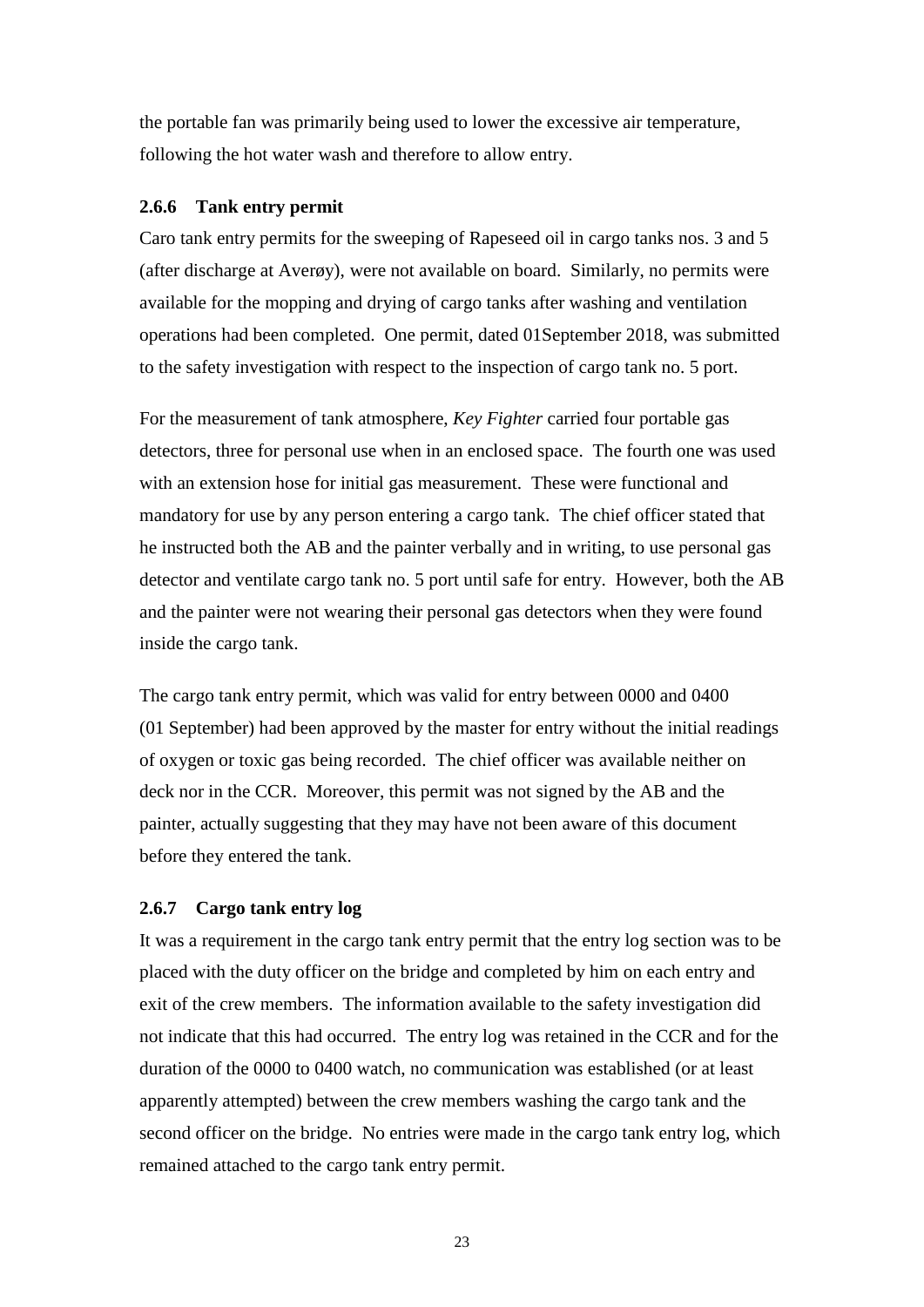the portable fan was primarily being used to lower the excessive air temperature, following the hot water wash and therefore to allow entry.

### 2.6.6 Tank entry permit

Caro tank entry permits for the sweeping of Rapeseed oil in cargo tanks nos. 3 and 5 (after discharge at Averøy), were not available on board. Similarly, no permits were available for the mopping and drying of cargo tanks after washing and ventilation operations had been completed. One permit, dated 01September 2018, was submitted to the safety investigation with respect to the inspection of cargo tank no. 5 port.

For the measurement of tank atmosphere, *Key Fighter* carried four portable gas detectors, three for personal use when in an enclosed space. The fourth one was used with an extension hose for initial gas measurement. These were functional and mandatory for use by any person entering a cargo tank. The chief officer stated that he instructed both the AB and the painter verbally and in writing, to use personal gas detector and ventilate cargo tank no. 5 port until safe for entry. However, both the AB and the painter were not wearing their personal gas detectors when they were found inside the cargo tank.

The cargo tank entry permit, which was valid for entry between 0000 and 0400 (01 September) had been approved by the master for entry without the initial readings of oxygen or toxic gas being recorded. The chief officer was available neither on deck nor in the CCR. Moreover, this permit was not signed by the AB and the painter, actually suggesting that they may have not been aware of this document before they entered the tank.

### 2.6.7 Cargo tank entry log

It was a requirement in the cargo tank entry permit that the entry log section was to be placed with the duty officer on the bridge and completed by him on each entry and exit of the crew members. The information available to the safety investigation did not indicate that this had occurred. The entry log was retained in the CCR and for the duration of the 0000 to 0400 watch, no communication was established (or at least apparently attempted) between the crew members washing the cargo tank and the second officer on the bridge. No entries were made in the cargo tank entry log, which remained attached to the cargo tank entry permit.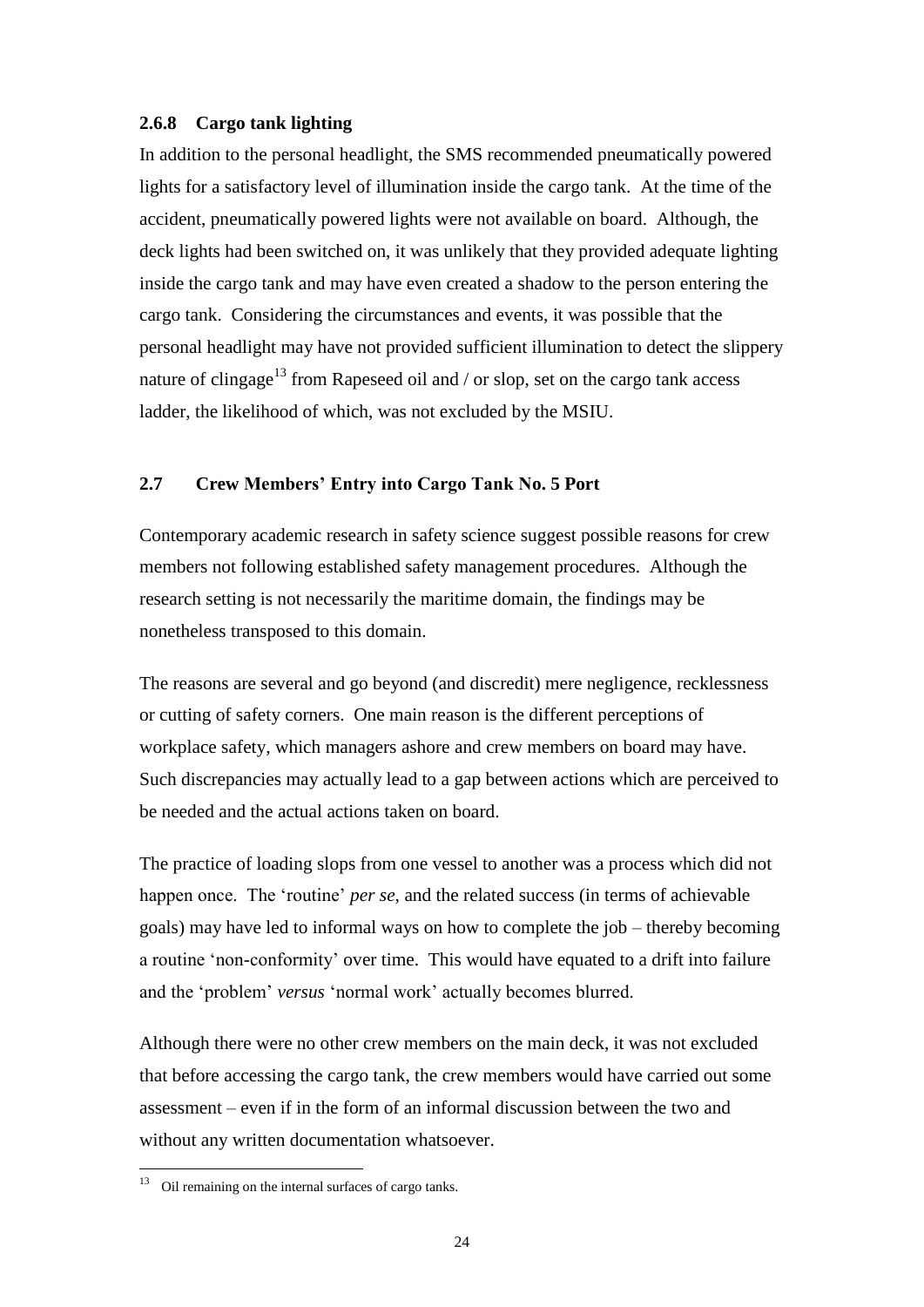### 2.6.8 Cargo tank lighting

In addition to the personal headlight, the SMS recommended pneumatically powered lights for a satisfactory level of illumination inside the cargo tank. At the time of the accident, pneumatically powered lights were not available on board. Although, the deck lights had been switched on, it was unlikely that they provided adequate lighting inside the cargo tank and may have even created a shadow to the person entering the cargo tank. Considering the circumstances and events, it was possible that the personal headlight may have not provided sufficient illumination to detect the slippery nature of clingage[13] from Rapeseed oil and / or slop, set on the cargo tank access ladder, the likelihood of which, was not excluded by the MSIU.

## 2.7 Crew Members' Entry into Cargo Tank No. 5 Port

Contemporary academic research in safety science suggest possible reasons for crew members not following established safety management procedures. Although the research setting is not necessarily the maritime domain, the findings may be nonetheless transposed to this domain.

The reasons are several and go beyond (and discredit) mere negligence, recklessness or cutting of safety corners. One main reason is the different perceptions of workplace safety, which managers ashore and crew members on board may have. Such discrepancies may actually lead to a gap between actions which are perceived to be needed and the actual actions taken on board.

The practice of loading slops from one vessel to another was a process which did not happen once. The 'routine' *per se*, and the related success (in terms of achievable goals) may have led to informal ways on how to complete the job – thereby becoming a routine 'non-conformity' over time. This would have equated to a drift into failure and the 'problem' *versus* 'normal work' actually becomes blurred.

Although there were no other crew members on the main deck, it was not excluded that before accessing the cargo tank, the crew members would have carried out some assessment – even if in the form of an informal discussion between the two and without any written documentation whatsoever.

---

[13] Oil remaining on the internal surfaces of cargo tanks.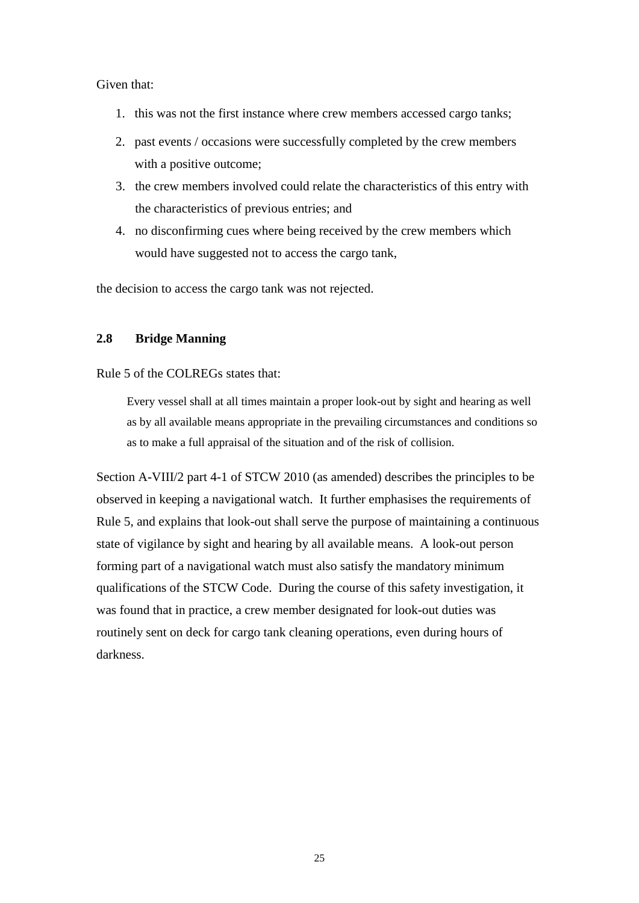Given that:

1. this was not the first instance where crew members accessed cargo tanks;
2. past events / occasions were successfully completed by the crew members with a positive outcome;
3. the crew members involved could relate the characteristics of this entry with the characteristics of previous entries; and
4. no disconfirming cues where being received by the crew members which would have suggested not to access the cargo tank,

the decision to access the cargo tank was not rejected.

### 2.8 Bridge Manning

Rule 5 of the COLREGs states that:

> Every vessel shall at all times maintain a proper look-out by sight and hearing as well as by all available means appropriate in the prevailing circumstances and conditions so as to make a full appraisal of the situation and of the risk of collision.

Section A-VIII/2 part 4-1 of STCW 2010 (as amended) describes the principles to be observed in keeping a navigational watch. It further emphasises the requirements of Rule 5, and explains that look-out shall serve the purpose of maintaining a continuous state of vigilance by sight and hearing by all available means. A look-out person forming part of a navigational watch must also satisfy the mandatory minimum qualifications of the STCW Code. During the course of this safety investigation, it was found that in practice, a crew member designated for look-out duties was routinely sent on deck for cargo tank cleaning operations, even during hours of darkness.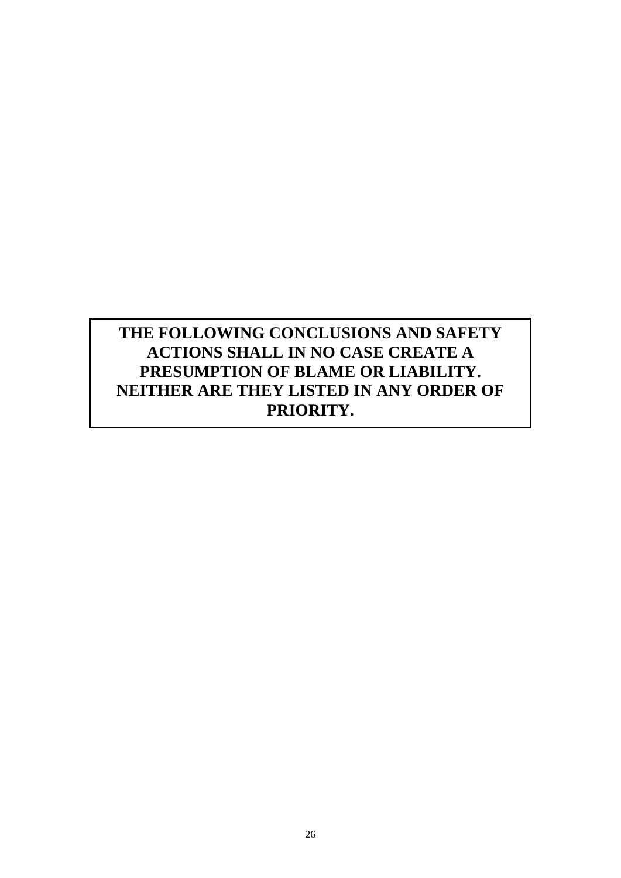**THE FOLLOWING CONCLUSIONS AND SAFETY ACTIONS SHALL IN NO CASE CREATE A PRESUMPTION OF BLAME OR LIABILITY. NEITHER ARE THEY LISTED IN ANY ORDER OF PRIORITY.**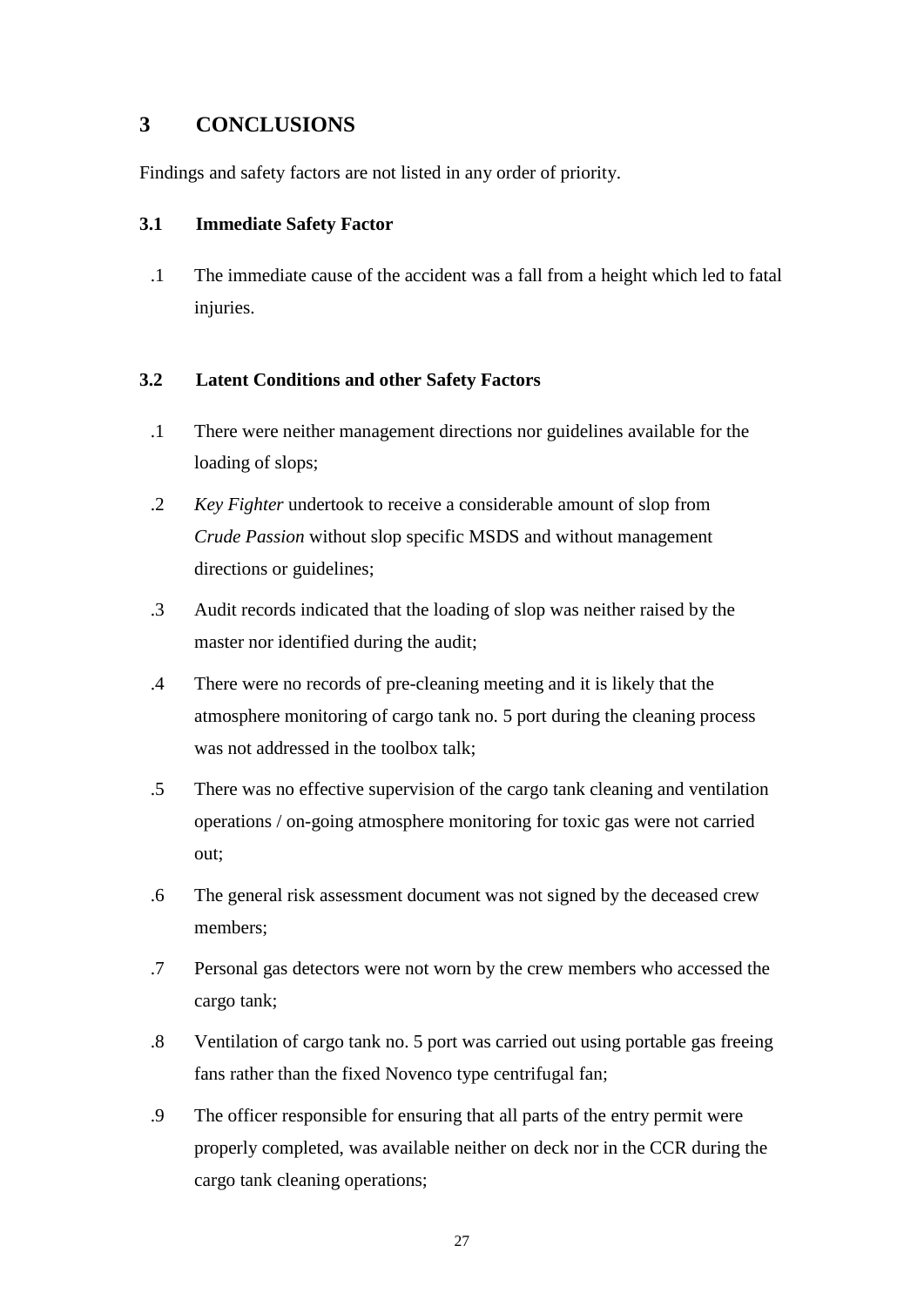# 3 CONCLUSIONS

Findings and safety factors are not listed in any order of priority.

## 3.1 Immediate Safety Factor

.1 The immediate cause of the accident was a fall from a height which led to fatal injuries.

## 3.2 Latent Conditions and other Safety Factors

.1 There were neither management directions nor guidelines available for the loading of slops;

.2 *Key Fighter* undertook to receive a considerable amount of slop from *Crude Passion* without slop specific MSDS and without management directions or guidelines;

.3 Audit records indicated that the loading of slop was neither raised by the master nor identified during the audit;

.4 There were no records of pre-cleaning meeting and it is likely that the atmosphere monitoring of cargo tank no. 5 port during the cleaning process was not addressed in the toolbox talk;

.5 There was no effective supervision of the cargo tank cleaning and ventilation operations / on-going atmosphere monitoring for toxic gas were not carried out;

.6 The general risk assessment document was not signed by the deceased crew members;

.7 Personal gas detectors were not worn by the crew members who accessed the cargo tank;

.8 Ventilation of cargo tank no. 5 port was carried out using portable gas freeing fans rather than the fixed Novenco type centrifugal fan;

.9 The officer responsible for ensuring that all parts of the entry permit were properly completed, was available neither on deck nor in the CCR during the cargo tank cleaning operations;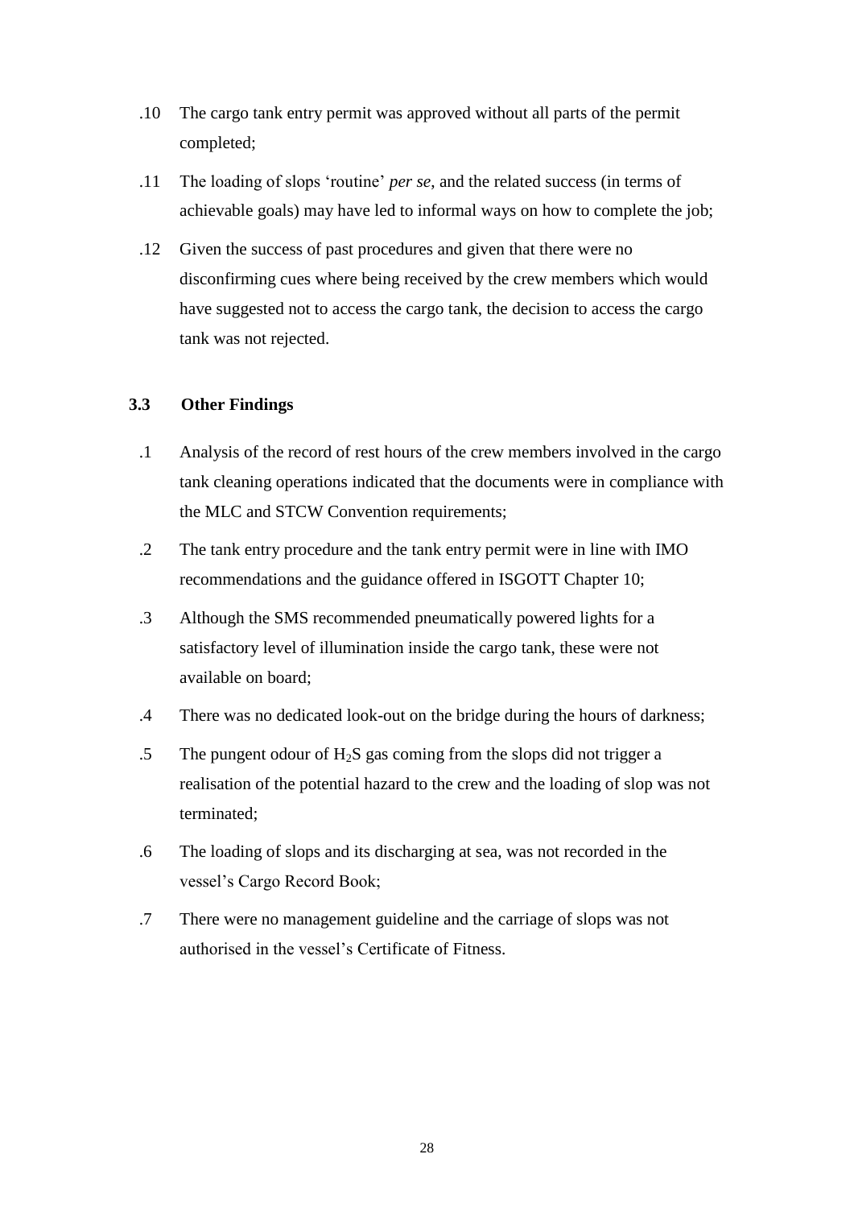.10 The cargo tank entry permit was approved without all parts of the permit completed;

.11 The loading of slops 'routine' *per se*, and the related success (in terms of achievable goals) may have led to informal ways on how to complete the job;

.12 Given the success of past procedures and given that there were no disconfirming cues where being received by the crew members which would have suggested not to access the cargo tank, the decision to access the cargo tank was not rejected.

### 3.3 Other Findings

.1 Analysis of the record of rest hours of the crew members involved in the cargo tank cleaning operations indicated that the documents were in compliance with the MLC and STCW Convention requirements;

.2 The tank entry procedure and the tank entry permit were in line with IMO recommendations and the guidance offered in ISGOTT Chapter 10;

.3 Although the SMS recommended pneumatically powered lights for a satisfactory level of illumination inside the cargo tank, these were not available on board;

.4 There was no dedicated look-out on the bridge during the hours of darkness;

.5 The pungent odour of $H_2S$ gas coming from the slops did not trigger a realisation of the potential hazard to the crew and the loading of slop was not terminated;

.6 The loading of slops and its discharging at sea, was not recorded in the vessel's Cargo Record Book;

.7 There were no management guideline and the carriage of slops was not authorised in the vessel's Certificate of Fitness.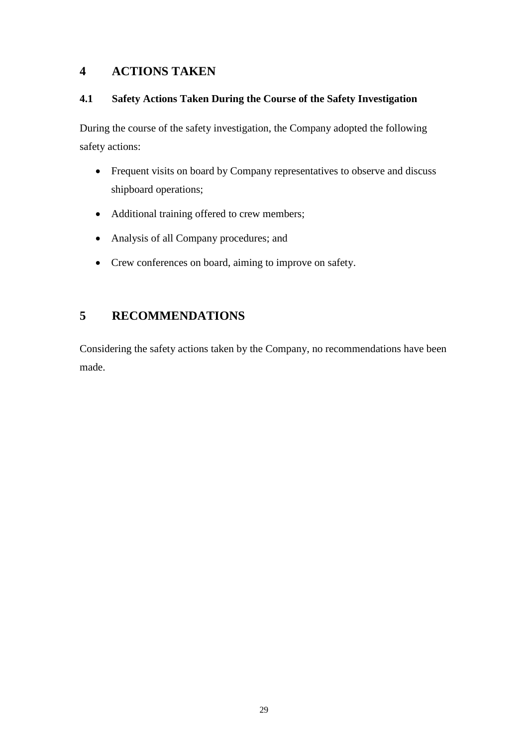# 4 ACTIONS TAKEN

## 4.1 Safety Actions Taken During the Course of the Safety Investigation

During the course of the safety investigation, the Company adopted the following safety actions:

- Frequent visits on board by Company representatives to observe and discuss shipboard operations;
- Additional training offered to crew members;
- Analysis of all Company procedures; and
- Crew conferences on board, aiming to improve on safety.

# 5 RECOMMENDATIONS

Considering the safety actions taken by the Company, no recommendations have been made.